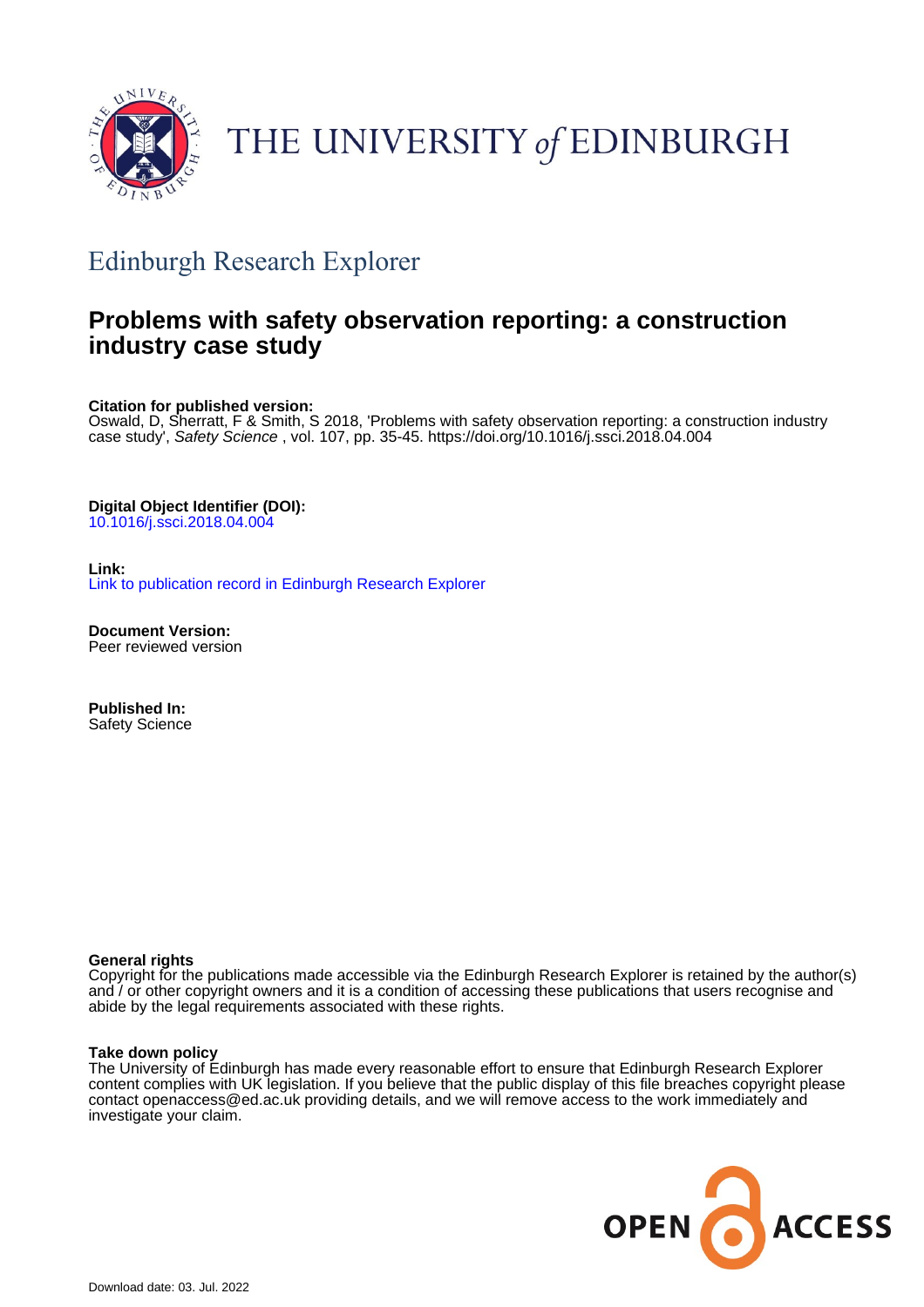THE UNIVERSITY of EDINBURGH

## Edinburgh Research Explorer

# Problems with safety observation reporting: a construction industry case study

**Citation for published version:**
Oswald, D, Sherratt, F & Smith, S 2018, 'Problems with safety observation reporting: a construction industry case study', *Safety Science* , vol. 107, pp. 35-45. https://doi.org/10.1016/j.ssci.2018.04.004

**Digital Object Identifier (DOI):**
10.1016/j.ssci.2018.04.004

**Link:**
Link to publication record in Edinburgh Research Explorer

**Document Version:**
Peer reviewed version

**Published In:**
Safety Science

**General rights**
Copyright for the publications made accessible via the Edinburgh Research Explorer is retained by the author(s) and / or other copyright owners and it is a condition of accessing these publications that users recognise and abide by the legal requirements associated with these rights.

**Take down policy**
The University of Edinburgh has made every reasonable effort to ensure that Edinburgh Research Explorer content complies with UK legislation. If you believe that the public display of this file breaches copyright please contact openaccess@ed.ac.uk providing details, and we will remove access to the work immediately and investigate your claim.

Download date: 03. Jul. 2022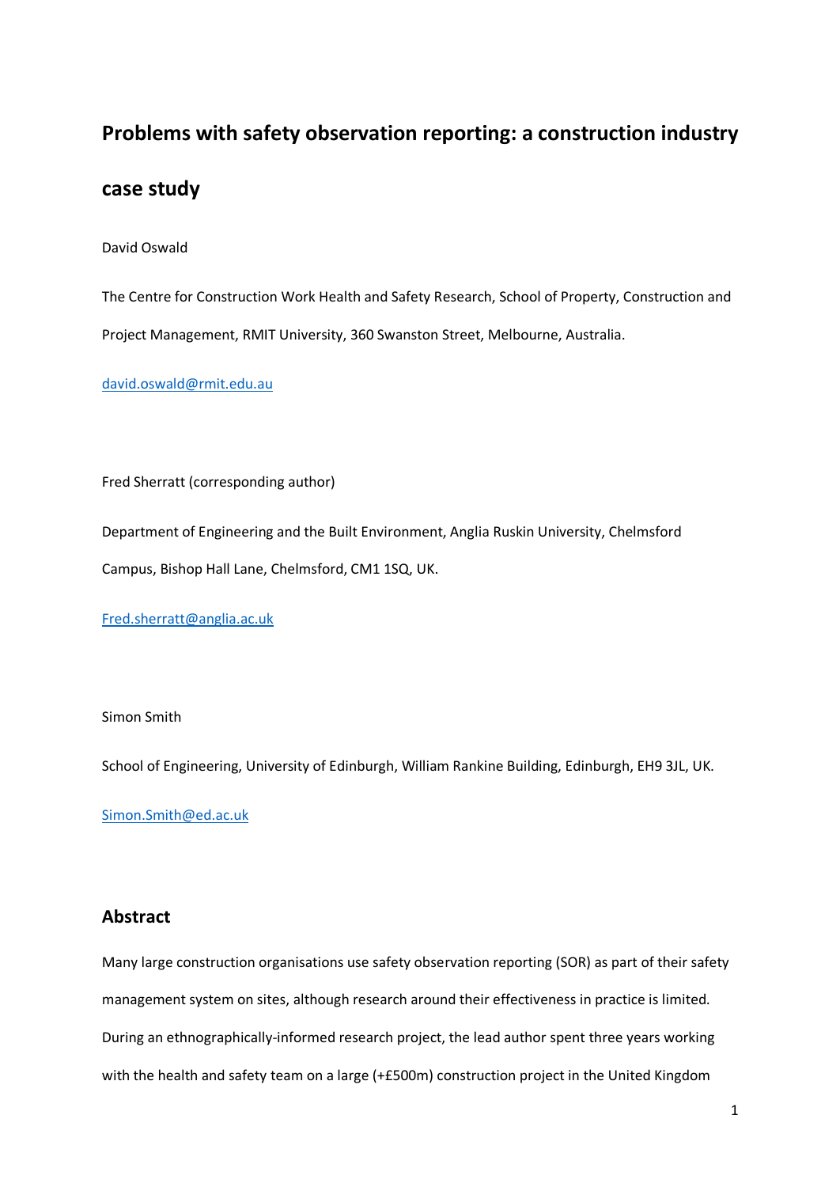# Problems with safety observation reporting: a construction industry case study

David Oswald

The Centre for Construction Work Health and Safety Research, School of Property, Construction and Project Management, RMIT University, 360 Swanston Street, Melbourne, Australia.

david.oswald@rmit.edu.au

Fred Sherratt (corresponding author)

Department of Engineering and the Built Environment, Anglia Ruskin University, Chelmsford Campus, Bishop Hall Lane, Chelmsford, CM1 1SQ, UK.

Fred.sherratt@anglia.ac.uk

Simon Smith

School of Engineering, University of Edinburgh, William Rankine Building, Edinburgh, EH9 3JL, UK.

Simon.Smith@ed.ac.uk

## Abstract

Many large construction organisations use safety observation reporting (SOR) as part of their safety management system on sites, although research around their effectiveness in practice is limited. During an ethnographically-informed research project, the lead author spent three years working with the health and safety team on a large (+£500m) construction project in the United Kingdom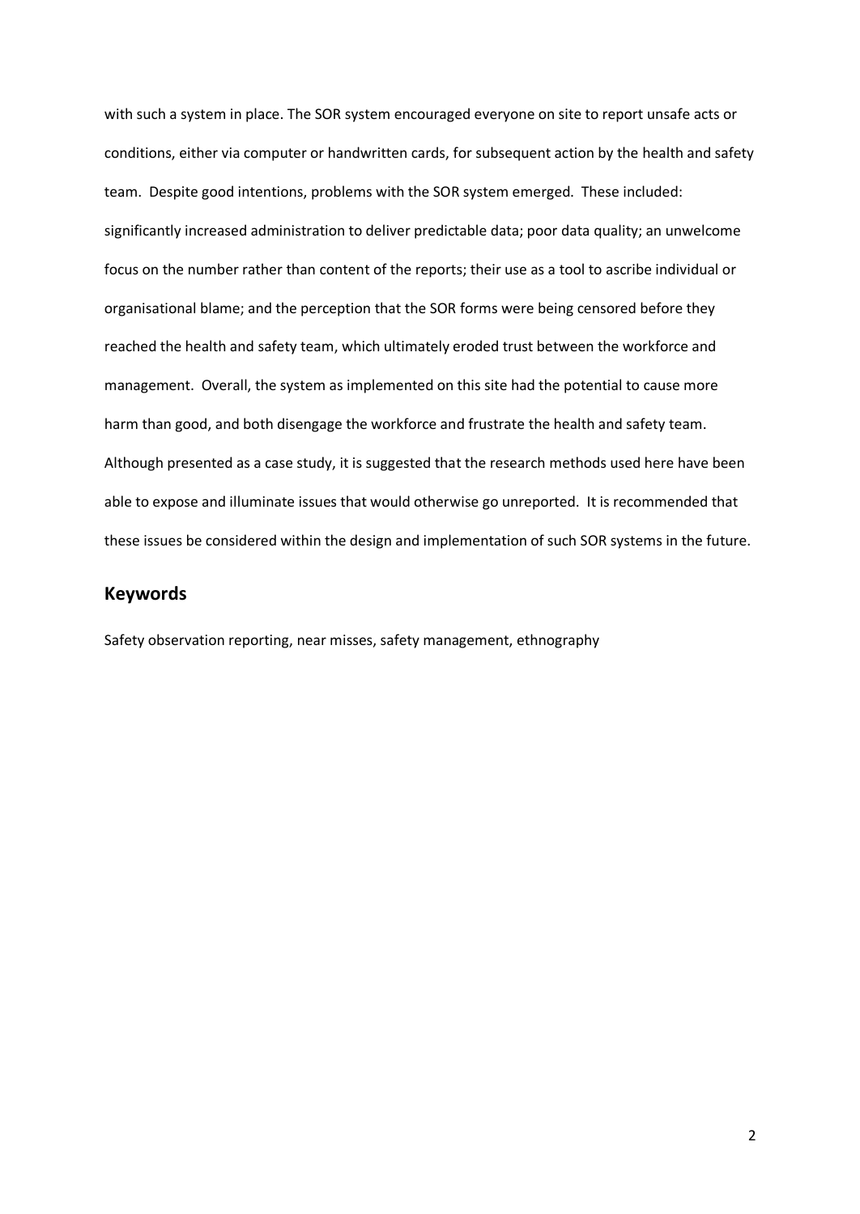with such a system in place. The SOR system encouraged everyone on site to report unsafe acts or conditions, either via computer or handwritten cards, for subsequent action by the health and safety team. Despite good intentions, problems with the SOR system emerged. These included: significantly increased administration to deliver predictable data; poor data quality; an unwelcome focus on the number rather than content of the reports; their use as a tool to ascribe individual or organisational blame; and the perception that the SOR forms were being censored before they reached the health and safety team, which ultimately eroded trust between the workforce and management. Overall, the system as implemented on this site had the potential to cause more harm than good, and both disengage the workforce and frustrate the health and safety team. Although presented as a case study, it is suggested that the research methods used here have been able to expose and illuminate issues that would otherwise go unreported. It is recommended that these issues be considered within the design and implementation of such SOR systems in the future.

## Keywords

Safety observation reporting, near misses, safety management, ethnography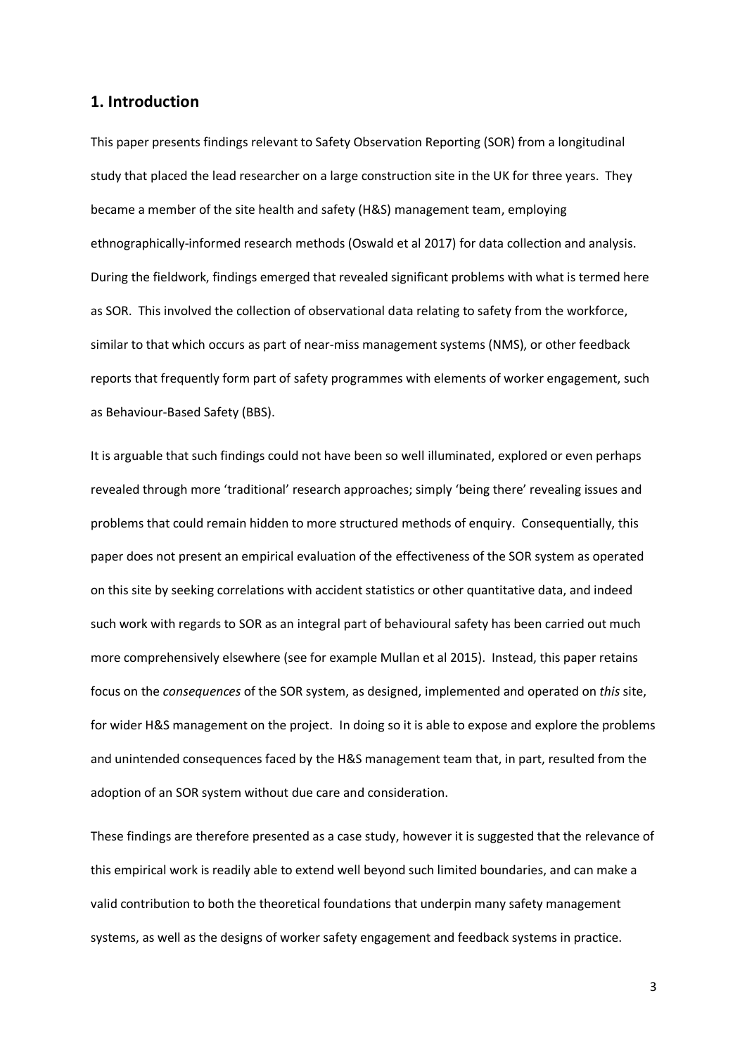## 1. Introduction

This paper presents findings relevant to Safety Observation Reporting (SOR) from a longitudinal study that placed the lead researcher on a large construction site in the UK for three years. They became a member of the site health and safety (H&S) management team, employing ethnographically-informed research methods (Oswald et al 2017) for data collection and analysis. During the fieldwork, findings emerged that revealed significant problems with what is termed here as SOR. This involved the collection of observational data relating to safety from the workforce, similar to that which occurs as part of near-miss management systems (NMS), or other feedback reports that frequently form part of safety programmes with elements of worker engagement, such as Behaviour-Based Safety (BBS).

It is arguable that such findings could not have been so well illuminated, explored or even perhaps revealed through more 'traditional' research approaches; simply 'being there' revealing issues and problems that could remain hidden to more structured methods of enquiry. Consequentially, this paper does not present an empirical evaluation of the effectiveness of the SOR system as operated on this site by seeking correlations with accident statistics or other quantitative data, and indeed such work with regards to SOR as an integral part of behavioural safety has been carried out much more comprehensively elsewhere (see for example Mullan et al 2015). Instead, this paper retains focus on the *consequences* of the SOR system, as designed, implemented and operated on *this* site, for wider H&S management on the project. In doing so it is able to expose and explore the problems and unintended consequences faced by the H&S management team that, in part, resulted from the adoption of an SOR system without due care and consideration.

These findings are therefore presented as a case study, however it is suggested that the relevance of this empirical work is readily able to extend well beyond such limited boundaries, and can make a valid contribution to both the theoretical foundations that underpin many safety management systems, as well as the designs of worker safety engagement and feedback systems in practice.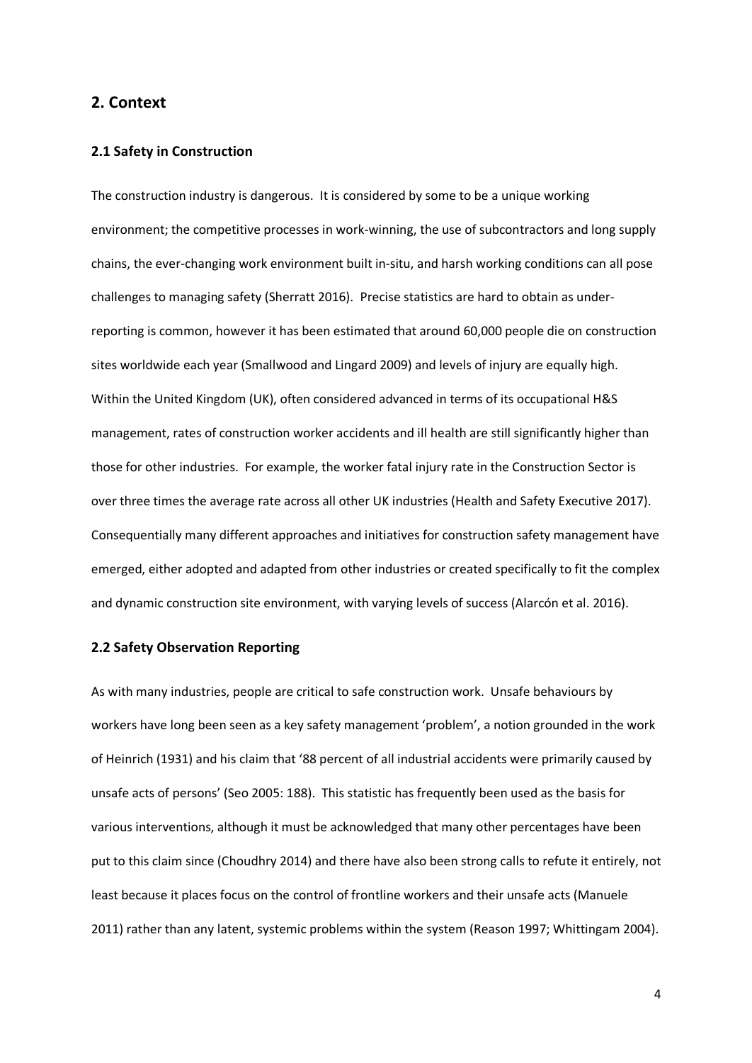## 2. Context

### 2.1 Safety in Construction

The construction industry is dangerous. It is considered by some to be a unique working environment; the competitive processes in work-winning, the use of subcontractors and long supply chains, the ever-changing work environment built in-situ, and harsh working conditions can all pose challenges to managing safety (Sherratt 2016). Precise statistics are hard to obtain as under-reporting is common, however it has been estimated that around 60,000 people die on construction sites worldwide each year (Smallwood and Lingard 2009) and levels of injury are equally high. Within the United Kingdom (UK), often considered advanced in terms of its occupational H&S management, rates of construction worker accidents and ill health are still significantly higher than those for other industries. For example, the worker fatal injury rate in the Construction Sector is over three times the average rate across all other UK industries (Health and Safety Executive 2017). Consequentially many different approaches and initiatives for construction safety management have emerged, either adopted and adapted from other industries or created specifically to fit the complex and dynamic construction site environment, with varying levels of success (Alarcón et al. 2016).

### 2.2 Safety Observation Reporting

As with many industries, people are critical to safe construction work. Unsafe behaviours by workers have long been seen as a key safety management 'problem', a notion grounded in the work of Heinrich (1931) and his claim that '88 percent of all industrial accidents were primarily caused by unsafe acts of persons' (Seo 2005: 188). This statistic has frequently been used as the basis for various interventions, although it must be acknowledged that many other percentages have been put to this claim since (Choudhry 2014) and there have also been strong calls to refute it entirely, not least because it places focus on the control of frontline workers and their unsafe acts (Manuele 2011) rather than any latent, systemic problems within the system (Reason 1997; Whittingam 2004).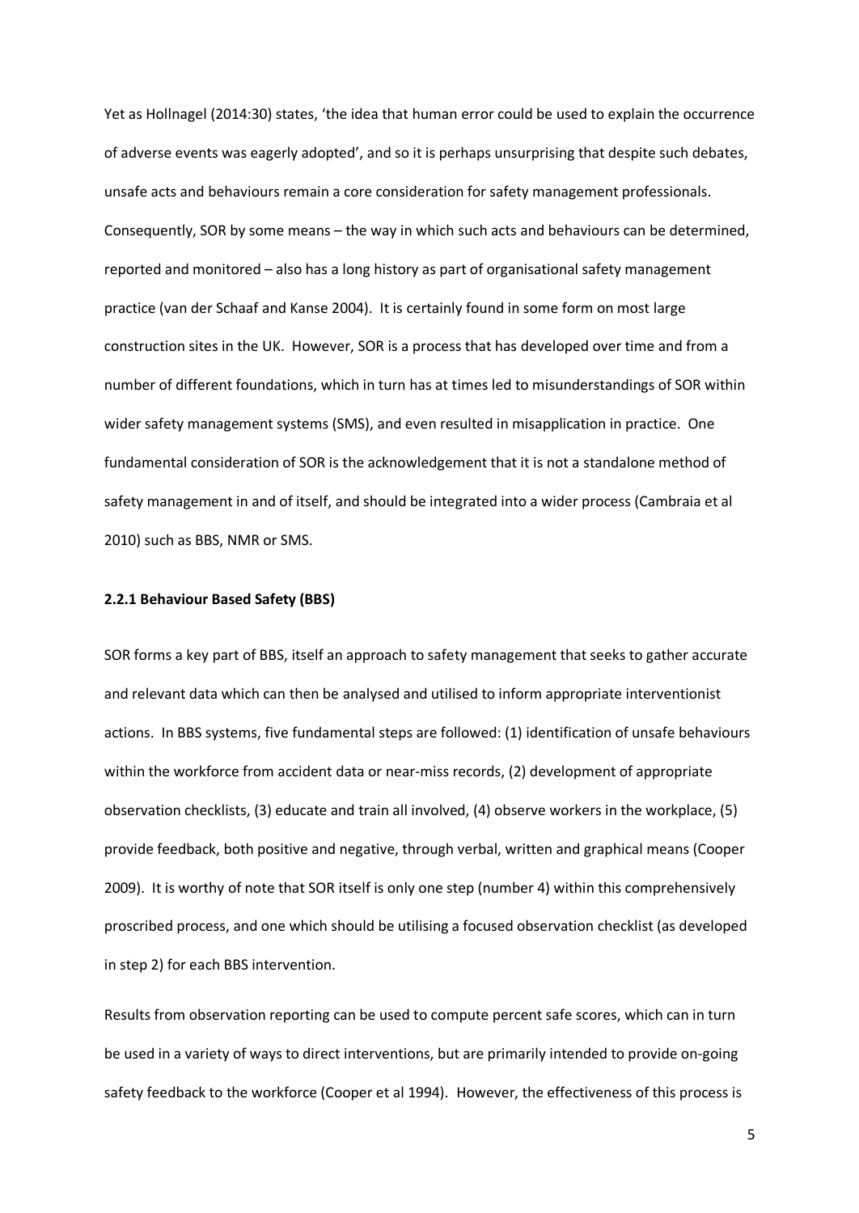Yet as Hollnagel (2014:30) states, 'the idea that human error could be used to explain the occurrence of adverse events was eagerly adopted', and so it is perhaps unsurprising that despite such debates, unsafe acts and behaviours remain a core consideration for safety management professionals. Consequently, SOR by some means – the way in which such acts and behaviours can be determined, reported and monitored – also has a long history as part of organisational safety management practice (van der Schaaf and Kanse 2004). It is certainly found in some form on most large construction sites in the UK. However, SOR is a process that has developed over time and from a number of different foundations, which in turn has at times led to misunderstandings of SOR within wider safety management systems (SMS), and even resulted in misapplication in practice. One fundamental consideration of SOR is the acknowledgement that it is not a standalone method of safety management in and of itself, and should be integrated into a wider process (Cambraia et al 2010) such as BBS, NMR or SMS.

### 2.2.1 Behaviour Based Safety (BBS)

SOR forms a key part of BBS, itself an approach to safety management that seeks to gather accurate and relevant data which can then be analysed and utilised to inform appropriate interventionist actions. In BBS systems, five fundamental steps are followed: (1) identification of unsafe behaviours within the workforce from accident data or near-miss records, (2) development of appropriate observation checklists, (3) educate and train all involved, (4) observe workers in the workplace, (5) provide feedback, both positive and negative, through verbal, written and graphical means (Cooper 2009). It is worthy of note that SOR itself is only one step (number 4) within this comprehensively proscribed process, and one which should be utilising a focused observation checklist (as developed in step 2) for each BBS intervention.

Results from observation reporting can be used to compute percent safe scores, which can in turn be used in a variety of ways to direct interventions, but are primarily intended to provide on-going safety feedback to the workforce (Cooper et al 1994). However, the effectiveness of this process is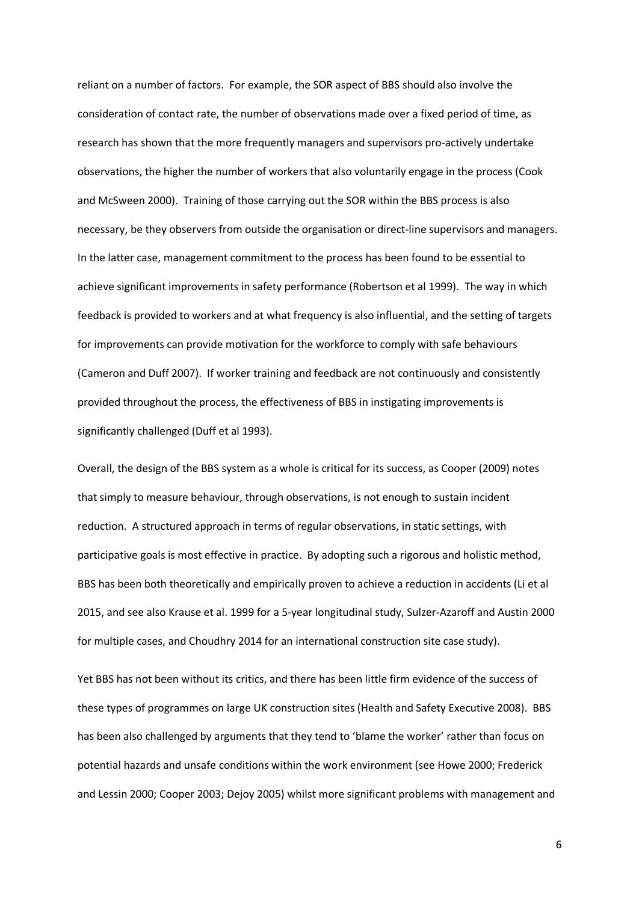reliant on a number of factors. For example, the SOR aspect of BBS should also involve the consideration of contact rate, the number of observations made over a fixed period of time, as research has shown that the more frequently managers and supervisors pro-actively undertake observations, the higher the number of workers that also voluntarily engage in the process (Cook and McSween 2000). Training of those carrying out the SOR within the BBS process is also necessary, be they observers from outside the organisation or direct-line supervisors and managers. In the latter case, management commitment to the process has been found to be essential to achieve significant improvements in safety performance (Robertson et al 1999). The way in which feedback is provided to workers and at what frequency is also influential, and the setting of targets for improvements can provide motivation for the workforce to comply with safe behaviours (Cameron and Duff 2007). If worker training and feedback are not continuously and consistently provided throughout the process, the effectiveness of BBS in instigating improvements is significantly challenged (Duff et al 1993).

Overall, the design of the BBS system as a whole is critical for its success, as Cooper (2009) notes that simply to measure behaviour, through observations, is not enough to sustain incident reduction. A structured approach in terms of regular observations, in static settings, with participative goals is most effective in practice. By adopting such a rigorous and holistic method, BBS has been both theoretically and empirically proven to achieve a reduction in accidents (Li et al 2015, and see also Krause et al. 1999 for a 5-year longitudinal study, Sulzer-Azaroff and Austin 2000 for multiple cases, and Choudhry 2014 for an international construction site case study).

Yet BBS has not been without its critics, and there has been little firm evidence of the success of these types of programmes on large UK construction sites (Health and Safety Executive 2008). BBS has been also challenged by arguments that they tend to 'blame the worker' rather than focus on potential hazards and unsafe conditions within the work environment (see Howe 2000; Frederick and Lessin 2000; Cooper 2003; Dejoy 2005) whilst more significant problems with management and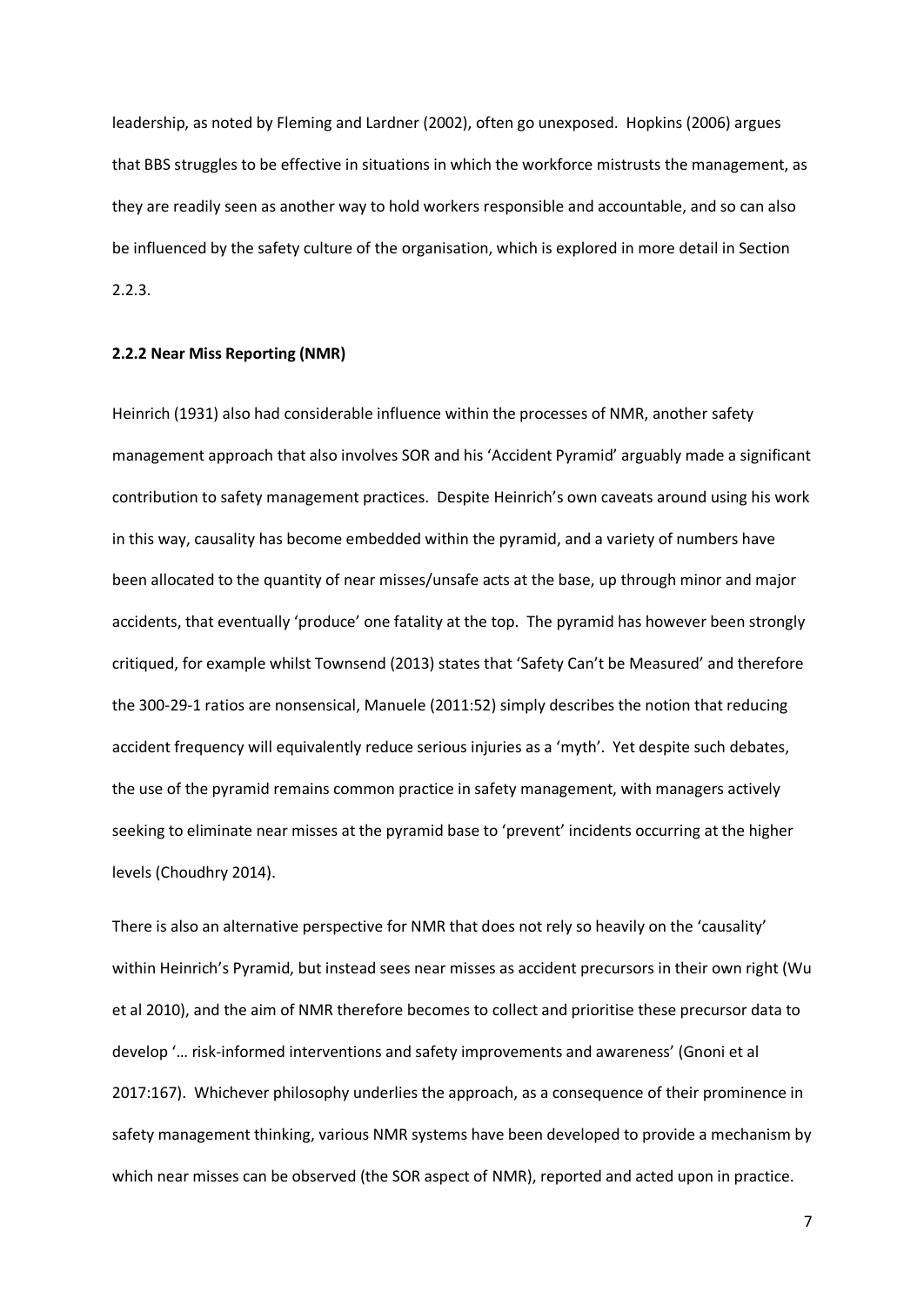leadership, as noted by Fleming and Lardner (2002), often go unexposed. Hopkins (2006) argues that BBS struggles to be effective in situations in which the workforce mistrusts the management, as they are readily seen as another way to hold workers responsible and accountable, and so can also be influenced by the safety culture of the organisation, which is explored in more detail in Section 2.2.3.

### 2.2.2 Near Miss Reporting (NMR)

Heinrich (1931) also had considerable influence within the processes of NMR, another safety management approach that also involves SOR and his 'Accident Pyramid' arguably made a significant contribution to safety management practices. Despite Heinrich's own caveats around using his work in this way, causality has become embedded within the pyramid, and a variety of numbers have been allocated to the quantity of near misses/unsafe acts at the base, up through minor and major accidents, that eventually 'produce' one fatality at the top. The pyramid has however been strongly critiqued, for example whilst Townsend (2013) states that 'Safety Can't be Measured' and therefore the 300-29-1 ratios are nonsensical, Manuele (2011:52) simply describes the notion that reducing accident frequency will equivalently reduce serious injuries as a 'myth'. Yet despite such debates, the use of the pyramid remains common practice in safety management, with managers actively seeking to eliminate near misses at the pyramid base to 'prevent' incidents occurring at the higher levels (Choudhry 2014).

There is also an alternative perspective for NMR that does not rely so heavily on the 'causality' within Heinrich's Pyramid, but instead sees near misses as accident precursors in their own right (Wu et al 2010), and the aim of NMR therefore becomes to collect and prioritise these precursor data to develop '… risk-informed interventions and safety improvements and awareness' (Gnoni et al 2017:167). Whichever philosophy underlies the approach, as a consequence of their prominence in safety management thinking, various NMR systems have been developed to provide a mechanism by which near misses can be observed (the SOR aspect of NMR), reported and acted upon in practice.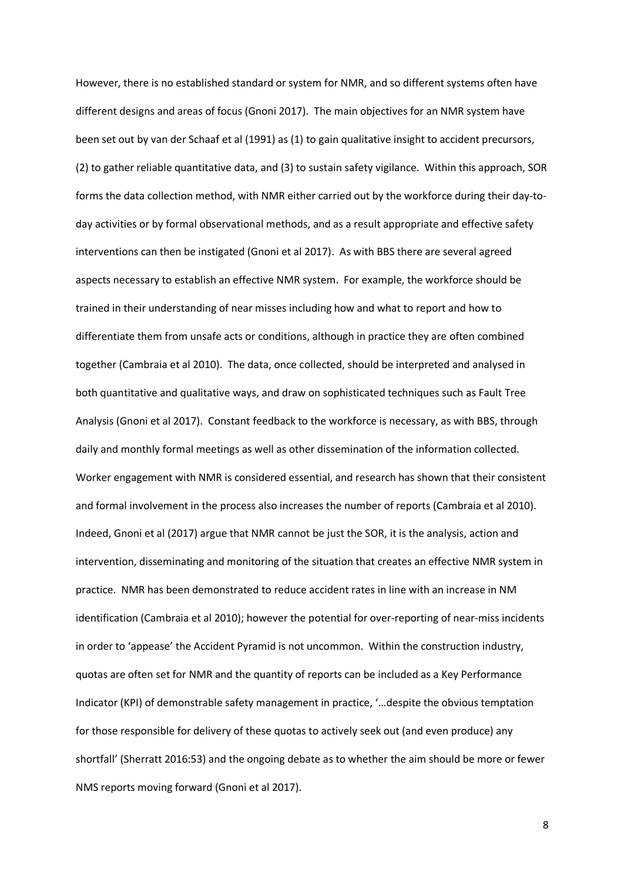However, there is no established standard or system for NMR, and so different systems often have different designs and areas of focus (Gnoni 2017). The main objectives for an NMR system have been set out by van der Schaaf et al (1991) as (1) to gain qualitative insight to accident precursors, (2) to gather reliable quantitative data, and (3) to sustain safety vigilance. Within this approach, SOR forms the data collection method, with NMR either carried out by the workforce during their day-to-day activities or by formal observational methods, and as a result appropriate and effective safety interventions can then be instigated (Gnoni et al 2017). As with BBS there are several agreed aspects necessary to establish an effective NMR system. For example, the workforce should be trained in their understanding of near misses including how and what to report and how to differentiate them from unsafe acts or conditions, although in practice they are often combined together (Cambraia et al 2010). The data, once collected, should be interpreted and analysed in both quantitative and qualitative ways, and draw on sophisticated techniques such as Fault Tree Analysis (Gnoni et al 2017). Constant feedback to the workforce is necessary, as with BBS, through daily and monthly formal meetings as well as other dissemination of the information collected. Worker engagement with NMR is considered essential, and research has shown that their consistent and formal involvement in the process also increases the number of reports (Cambraia et al 2010). Indeed, Gnoni et al (2017) argue that NMR cannot be just the SOR, it is the analysis, action and intervention, disseminating and monitoring of the situation that creates an effective NMR system in practice. NMR has been demonstrated to reduce accident rates in line with an increase in NM identification (Cambraia et al 2010); however the potential for over-reporting of near-miss incidents in order to 'appease' the Accident Pyramid is not uncommon. Within the construction industry, quotas are often set for NMR and the quantity of reports can be included as a Key Performance Indicator (KPI) of demonstrable safety management in practice, '…despite the obvious temptation for those responsible for delivery of these quotas to actively seek out (and even produce) any shortfall' (Sherratt 2016:53) and the ongoing debate as to whether the aim should be more or fewer NMS reports moving forward (Gnoni et al 2017).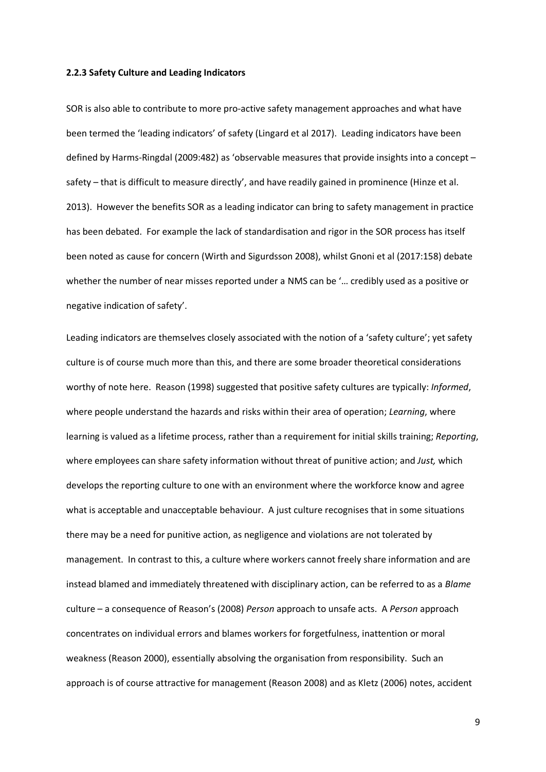### 2.2.3 Safety Culture and Leading Indicators

SOR is also able to contribute to more pro-active safety management approaches and what have been termed the 'leading indicators' of safety (Lingard et al 2017). Leading indicators have been defined by Harms-Ringdal (2009:482) as 'observable measures that provide insights into a concept – safety – that is difficult to measure directly', and have readily gained in prominence (Hinze et al. 2013). However the benefits SOR as a leading indicator can bring to safety management in practice has been debated. For example the lack of standardisation and rigor in the SOR process has itself been noted as cause for concern (Wirth and Sigurdsson 2008), whilst Gnoni et al (2017:158) debate whether the number of near misses reported under a NMS can be '… credibly used as a positive or negative indication of safety'.

Leading indicators are themselves closely associated with the notion of a 'safety culture'; yet safety culture is of course much more than this, and there are some broader theoretical considerations worthy of note here. Reason (1998) suggested that positive safety cultures are typically: *Informed*, where people understand the hazards and risks within their area of operation; *Learning*, where learning is valued as a lifetime process, rather than a requirement for initial skills training; *Reporting*, where employees can share safety information without threat of punitive action; and *Just,* which develops the reporting culture to one with an environment where the workforce know and agree what is acceptable and unacceptable behaviour. A just culture recognises that in some situations there may be a need for punitive action, as negligence and violations are not tolerated by management. In contrast to this, a culture where workers cannot freely share information and are instead blamed and immediately threatened with disciplinary action, can be referred to as a *Blame* culture – a consequence of Reason's (2008) *Person* approach to unsafe acts. A *Person* approach concentrates on individual errors and blames workers for forgetfulness, inattention or moral weakness (Reason 2000), essentially absolving the organisation from responsibility. Such an approach is of course attractive for management (Reason 2008) and as Kletz (2006) notes, accident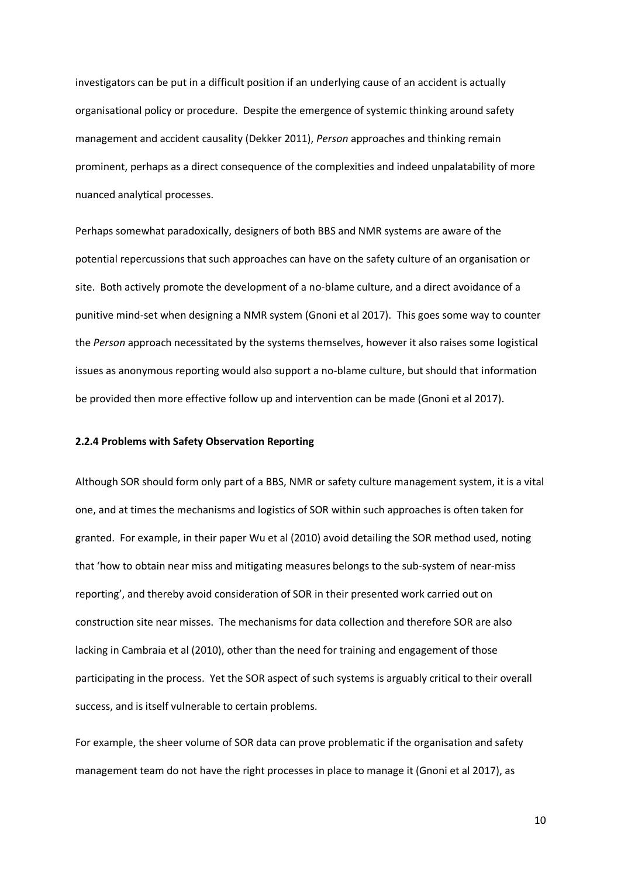investigators can be put in a difficult position if an underlying cause of an accident is actually organisational policy or procedure. Despite the emergence of systemic thinking around safety management and accident causality (Dekker 2011), *Person* approaches and thinking remain prominent, perhaps as a direct consequence of the complexities and indeed unpalatability of more nuanced analytical processes.

Perhaps somewhat paradoxically, designers of both BBS and NMR systems are aware of the potential repercussions that such approaches can have on the safety culture of an organisation or site. Both actively promote the development of a no-blame culture, and a direct avoidance of a punitive mind-set when designing a NMR system (Gnoni et al 2017). This goes some way to counter the *Person* approach necessitated by the systems themselves, however it also raises some logistical issues as anonymous reporting would also support a no-blame culture, but should that information be provided then more effective follow up and intervention can be made (Gnoni et al 2017).

#### 2.2.4 Problems with Safety Observation Reporting

Although SOR should form only part of a BBS, NMR or safety culture management system, it is a vital one, and at times the mechanisms and logistics of SOR within such approaches is often taken for granted. For example, in their paper Wu et al (2010) avoid detailing the SOR method used, noting that 'how to obtain near miss and mitigating measures belongs to the sub-system of near-miss reporting', and thereby avoid consideration of SOR in their presented work carried out on construction site near misses. The mechanisms for data collection and therefore SOR are also lacking in Cambraia et al (2010), other than the need for training and engagement of those participating in the process. Yet the SOR aspect of such systems is arguably critical to their overall success, and is itself vulnerable to certain problems.

For example, the sheer volume of SOR data can prove problematic if the organisation and safety management team do not have the right processes in place to manage it (Gnoni et al 2017), as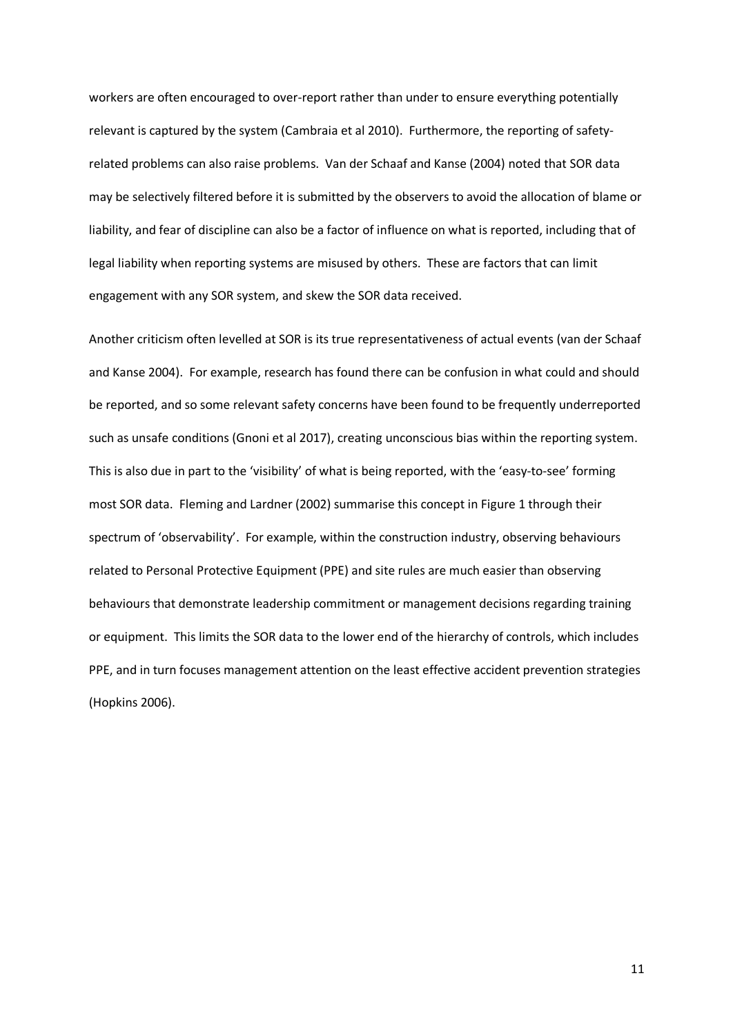workers are often encouraged to over-report rather than under to ensure everything potentially relevant is captured by the system (Cambraia et al 2010). Furthermore, the reporting of safety-related problems can also raise problems. Van der Schaaf and Kanse (2004) noted that SOR data may be selectively filtered before it is submitted by the observers to avoid the allocation of blame or liability, and fear of discipline can also be a factor of influence on what is reported, including that of legal liability when reporting systems are misused by others. These are factors that can limit engagement with any SOR system, and skew the SOR data received.

Another criticism often levelled at SOR is its true representativeness of actual events (van der Schaaf and Kanse 2004). For example, research has found there can be confusion in what could and should be reported, and so some relevant safety concerns have been found to be frequently underreported such as unsafe conditions (Gnoni et al 2017), creating unconscious bias within the reporting system. This is also due in part to the 'visibility' of what is being reported, with the 'easy-to-see' forming most SOR data. Fleming and Lardner (2002) summarise this concept in Figure 1 through their spectrum of 'observability'. For example, within the construction industry, observing behaviours related to Personal Protective Equipment (PPE) and site rules are much easier than observing behaviours that demonstrate leadership commitment or management decisions regarding training or equipment. This limits the SOR data to the lower end of the hierarchy of controls, which includes PPE, and in turn focuses management attention on the least effective accident prevention strategies (Hopkins 2006).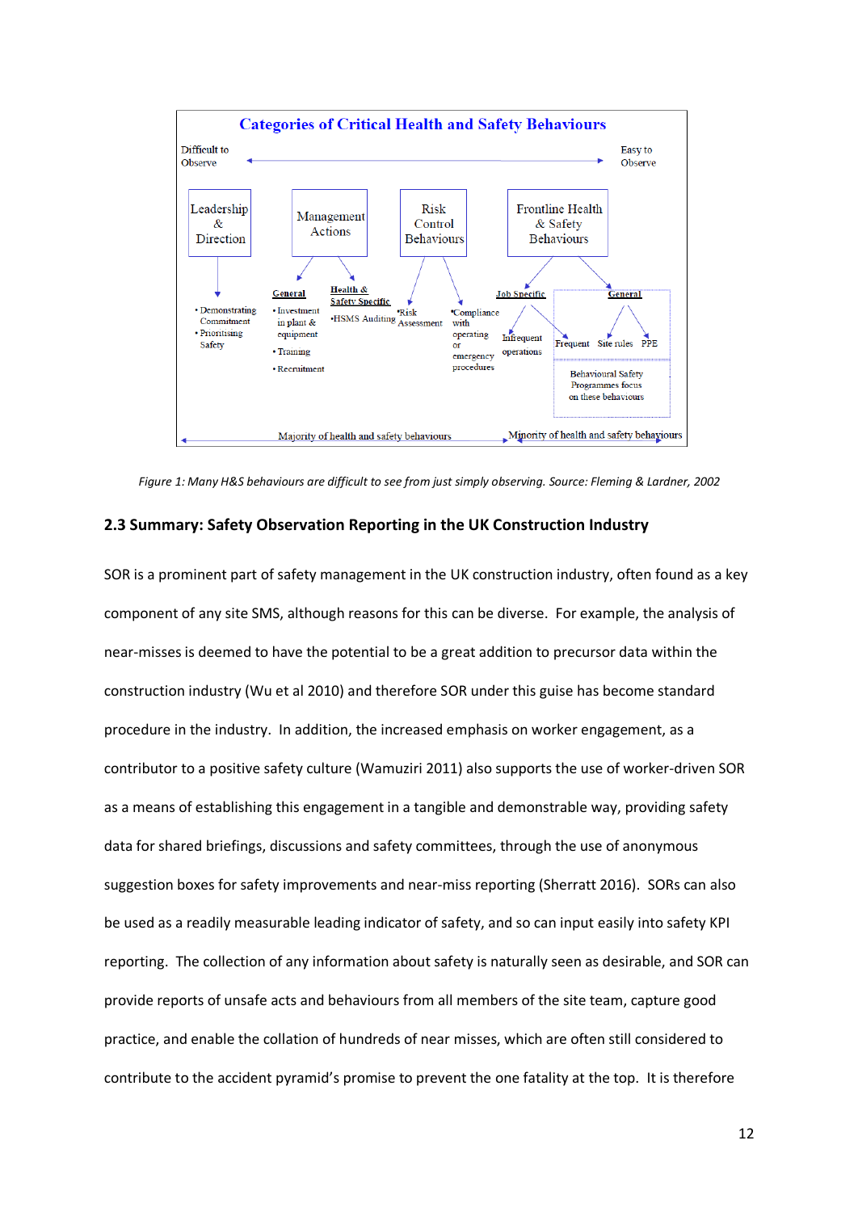**Categories of Critical Health and Safety Behaviours**

Difficult to Observe ← → Easy to Observe

- **Leadership & Direction**
  - Demonstrating Commitment
  - Prioritising Safety
- **Management Actions**
  - General
    - Investment in plant & equipment
    - Training
    - Recruitment
  - Health & Safety Specific
    - HSMS Auditing
- **Risk Control Behaviours**
  - Risk Assessment
  - Compliance with operating or emergency procedures
- **Frontline Health & Safety Behaviours**
  - Job Specific
    - Infrequent operations
    - Frequent
  - General
    - Site rules
    - PPE
  - Behavioural Safety Programmes focus on these behaviours

Majority of health and safety behaviours | Minority of health and safety behaviours

*Figure 1: Many H&S behaviours are difficult to see from just simply observing. Source: Fleming & Lardner, 2002*

## 2.3 Summary: Safety Observation Reporting in the UK Construction Industry

SOR is a prominent part of safety management in the UK construction industry, often found as a key component of any site SMS, although reasons for this can be diverse. For example, the analysis of near-misses is deemed to have the potential to be a great addition to precursor data within the construction industry (Wu et al 2010) and therefore SOR under this guise has become standard procedure in the industry. In addition, the increased emphasis on worker engagement, as a contributor to a positive safety culture (Wamuziri 2011) also supports the use of worker-driven SOR as a means of establishing this engagement in a tangible and demonstrable way, providing safety data for shared briefings, discussions and safety committees, through the use of anonymous suggestion boxes for safety improvements and near-miss reporting (Sherratt 2016). SORs can also be used as a readily measurable leading indicator of safety, and so can input easily into safety KPI reporting. The collection of any information about safety is naturally seen as desirable, and SOR can provide reports of unsafe acts and behaviours from all members of the site team, capture good practice, and enable the collation of hundreds of near misses, which are often still considered to contribute to the accident pyramid's promise to prevent the one fatality at the top. It is therefore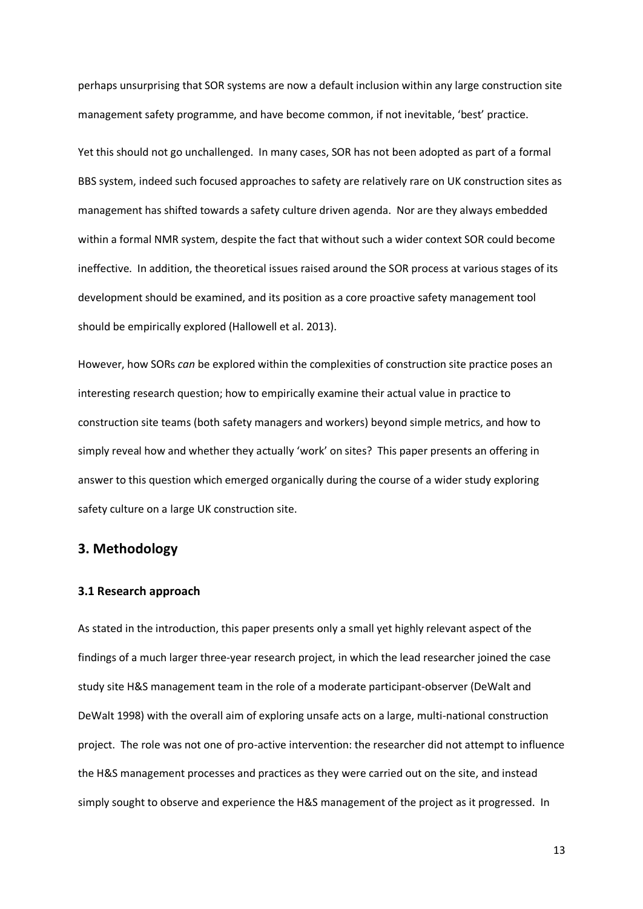perhaps unsurprising that SOR systems are now a default inclusion within any large construction site management safety programme, and have become common, if not inevitable, 'best' practice.

Yet this should not go unchallenged. In many cases, SOR has not been adopted as part of a formal BBS system, indeed such focused approaches to safety are relatively rare on UK construction sites as management has shifted towards a safety culture driven agenda. Nor are they always embedded within a formal NMR system, despite the fact that without such a wider context SOR could become ineffective. In addition, the theoretical issues raised around the SOR process at various stages of its development should be examined, and its position as a core proactive safety management tool should be empirically explored (Hallowell et al. 2013).

However, how SORs *can* be explored within the complexities of construction site practice poses an interesting research question; how to empirically examine their actual value in practice to construction site teams (both safety managers and workers) beyond simple metrics, and how to simply reveal how and whether they actually 'work' on sites? This paper presents an offering in answer to this question which emerged organically during the course of a wider study exploring safety culture on a large UK construction site.

## 3. Methodology

### 3.1 Research approach

As stated in the introduction, this paper presents only a small yet highly relevant aspect of the findings of a much larger three-year research project, in which the lead researcher joined the case study site H&S management team in the role of a moderate participant-observer (DeWalt and DeWalt 1998) with the overall aim of exploring unsafe acts on a large, multi-national construction project. The role was not one of pro-active intervention: the researcher did not attempt to influence the H&S management processes and practices as they were carried out on the site, and instead simply sought to observe and experience the H&S management of the project as it progressed. In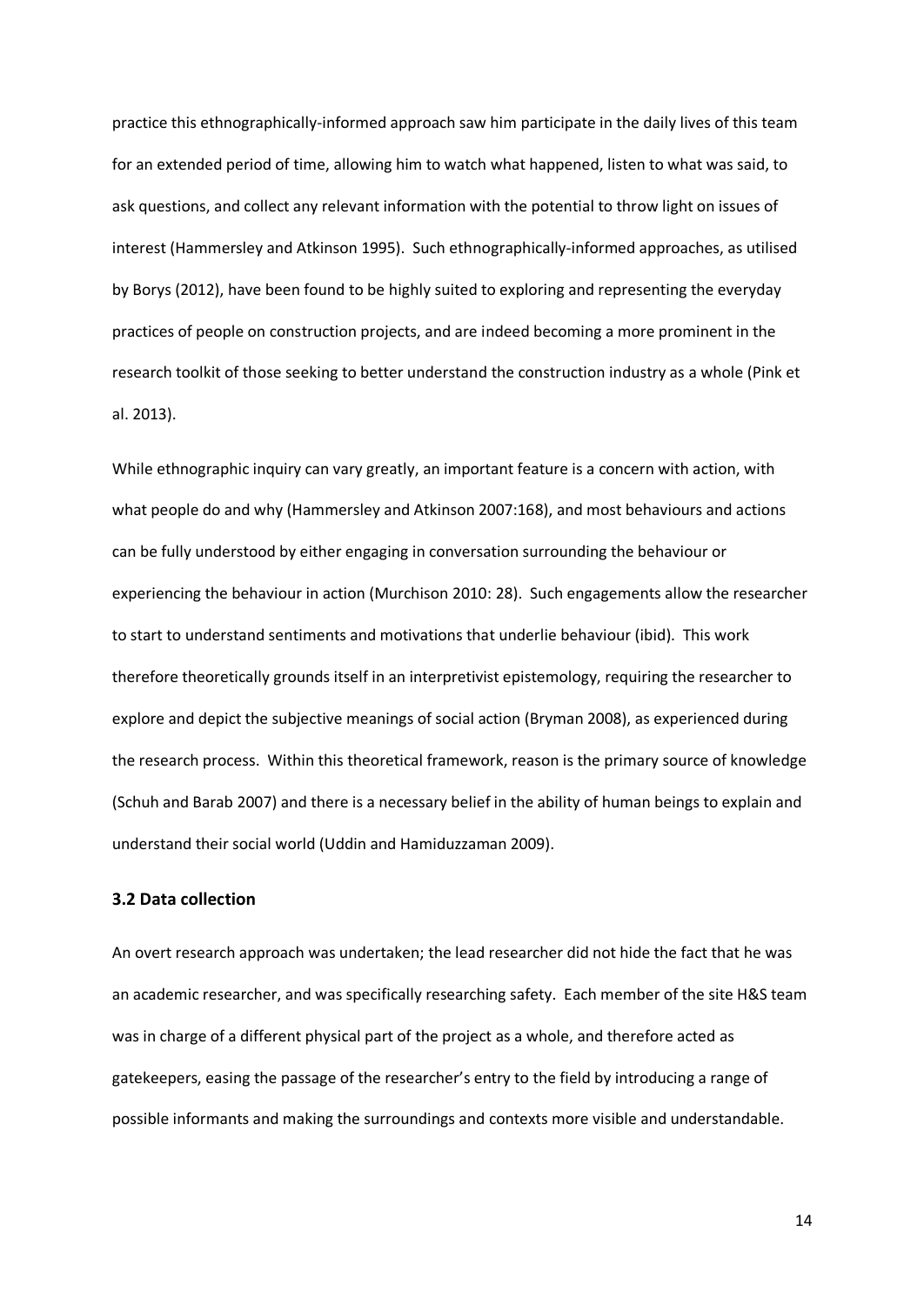practice this ethnographically-informed approach saw him participate in the daily lives of this team for an extended period of time, allowing him to watch what happened, listen to what was said, to ask questions, and collect any relevant information with the potential to throw light on issues of interest (Hammersley and Atkinson 1995). Such ethnographically-informed approaches, as utilised by Borys (2012), have been found to be highly suited to exploring and representing the everyday practices of people on construction projects, and are indeed becoming a more prominent in the research toolkit of those seeking to better understand the construction industry as a whole (Pink et al. 2013).

While ethnographic inquiry can vary greatly, an important feature is a concern with action, with what people do and why (Hammersley and Atkinson 2007:168), and most behaviours and actions can be fully understood by either engaging in conversation surrounding the behaviour or experiencing the behaviour in action (Murchison 2010: 28). Such engagements allow the researcher to start to understand sentiments and motivations that underlie behaviour (ibid). This work therefore theoretically grounds itself in an interpretivist epistemology, requiring the researcher to explore and depict the subjective meanings of social action (Bryman 2008), as experienced during the research process. Within this theoretical framework, reason is the primary source of knowledge (Schuh and Barab 2007) and there is a necessary belief in the ability of human beings to explain and understand their social world (Uddin and Hamiduzzaman 2009).

### 3.2 Data collection

An overt research approach was undertaken; the lead researcher did not hide the fact that he was an academic researcher, and was specifically researching safety. Each member of the site H&S team was in charge of a different physical part of the project as a whole, and therefore acted as gatekeepers, easing the passage of the researcher's entry to the field by introducing a range of possible informants and making the surroundings and contexts more visible and understandable.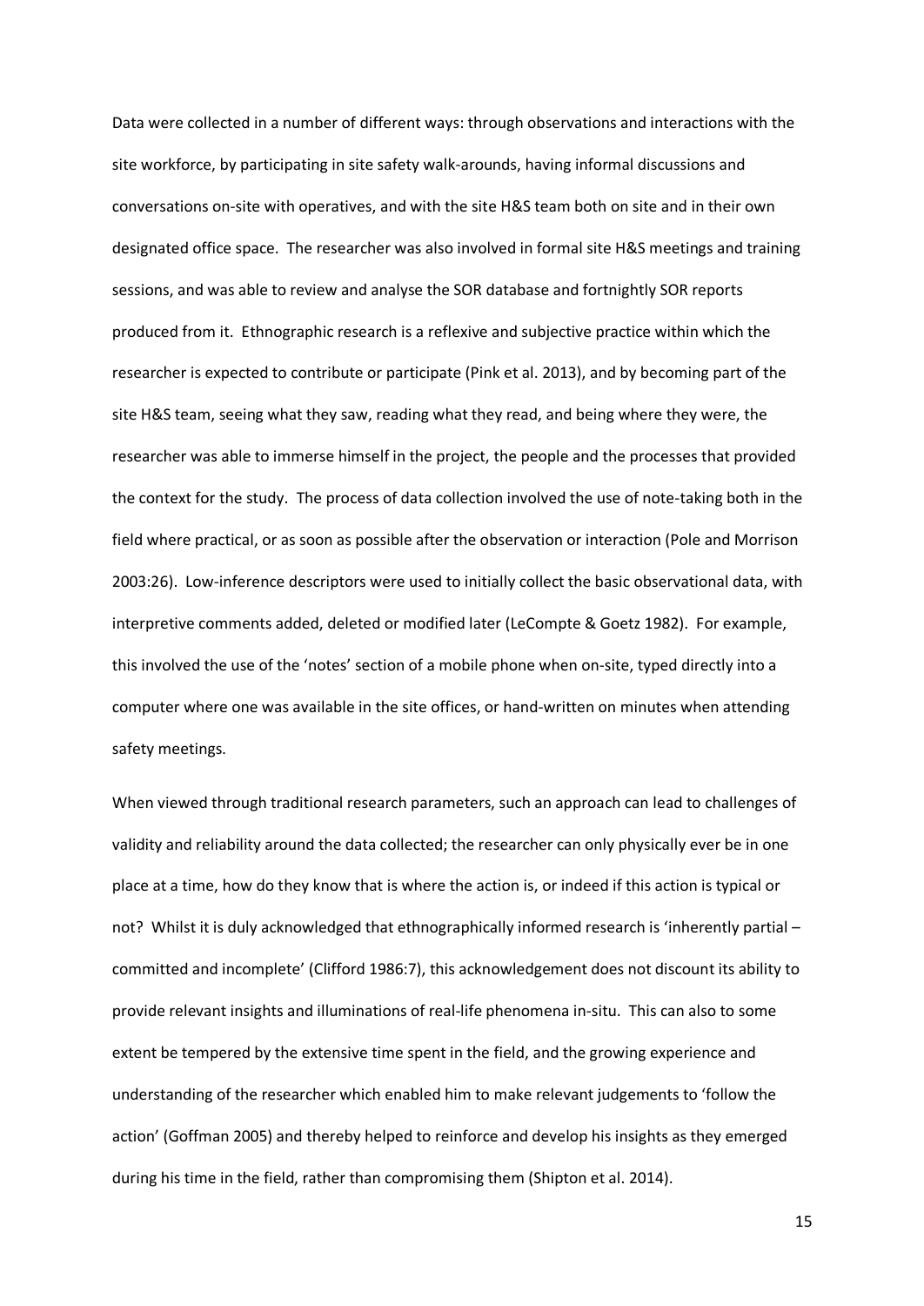Data were collected in a number of different ways: through observations and interactions with the site workforce, by participating in site safety walk-arounds, having informal discussions and conversations on-site with operatives, and with the site H&S team both on site and in their own designated office space. The researcher was also involved in formal site H&S meetings and training sessions, and was able to review and analyse the SOR database and fortnightly SOR reports produced from it. Ethnographic research is a reflexive and subjective practice within which the researcher is expected to contribute or participate (Pink et al. 2013), and by becoming part of the site H&S team, seeing what they saw, reading what they read, and being where they were, the researcher was able to immerse himself in the project, the people and the processes that provided the context for the study. The process of data collection involved the use of note-taking both in the field where practical, or as soon as possible after the observation or interaction (Pole and Morrison 2003:26). Low-inference descriptors were used to initially collect the basic observational data, with interpretive comments added, deleted or modified later (LeCompte & Goetz 1982). For example, this involved the use of the 'notes' section of a mobile phone when on-site, typed directly into a computer where one was available in the site offices, or hand-written on minutes when attending safety meetings.

When viewed through traditional research parameters, such an approach can lead to challenges of validity and reliability around the data collected; the researcher can only physically ever be in one place at a time, how do they know that is where the action is, or indeed if this action is typical or not? Whilst it is duly acknowledged that ethnographically informed research is 'inherently partial – committed and incomplete' (Clifford 1986:7), this acknowledgement does not discount its ability to provide relevant insights and illuminations of real-life phenomena in-situ. This can also to some extent be tempered by the extensive time spent in the field, and the growing experience and understanding of the researcher which enabled him to make relevant judgements to 'follow the action' (Goffman 2005) and thereby helped to reinforce and develop his insights as they emerged during his time in the field, rather than compromising them (Shipton et al. 2014).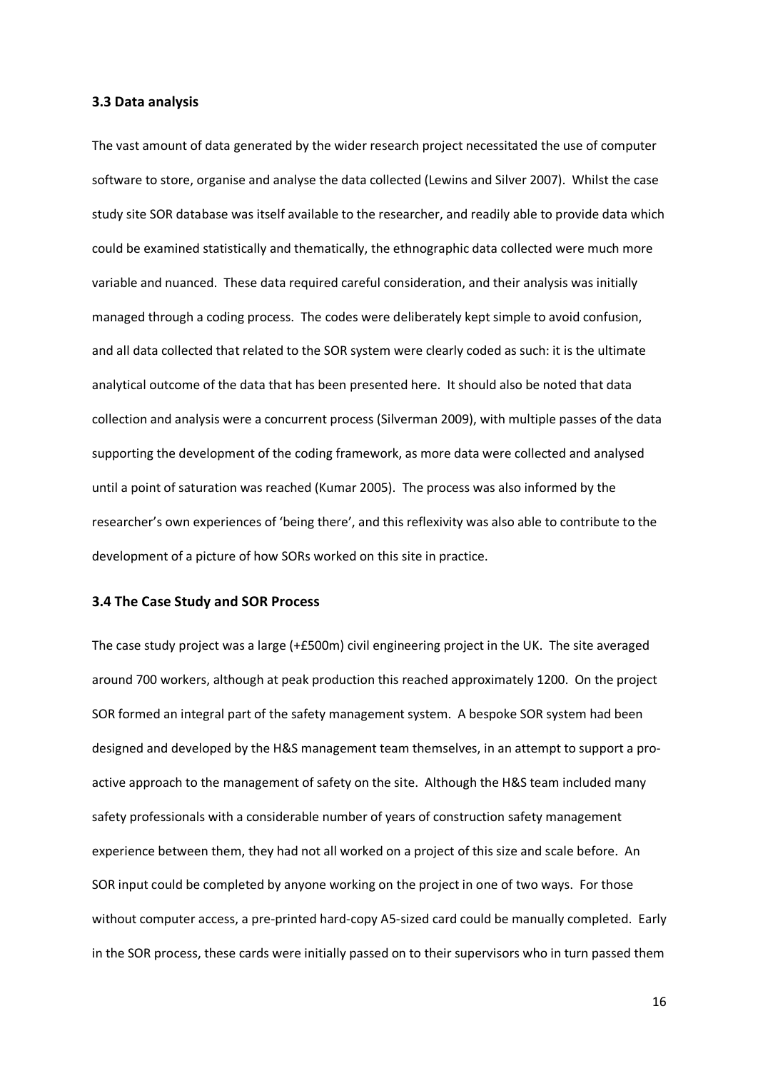### 3.3 Data analysis

The vast amount of data generated by the wider research project necessitated the use of computer software to store, organise and analyse the data collected (Lewins and Silver 2007). Whilst the case study site SOR database was itself available to the researcher, and readily able to provide data which could be examined statistically and thematically, the ethnographic data collected were much more variable and nuanced. These data required careful consideration, and their analysis was initially managed through a coding process. The codes were deliberately kept simple to avoid confusion, and all data collected that related to the SOR system were clearly coded as such: it is the ultimate analytical outcome of the data that has been presented here. It should also be noted that data collection and analysis were a concurrent process (Silverman 2009), with multiple passes of the data supporting the development of the coding framework, as more data were collected and analysed until a point of saturation was reached (Kumar 2005). The process was also informed by the researcher's own experiences of 'being there', and this reflexivity was also able to contribute to the development of a picture of how SORs worked on this site in practice.

### 3.4 The Case Study and SOR Process

The case study project was a large (+£500m) civil engineering project in the UK. The site averaged around 700 workers, although at peak production this reached approximately 1200. On the project SOR formed an integral part of the safety management system. A bespoke SOR system had been designed and developed by the H&S management team themselves, in an attempt to support a pro-active approach to the management of safety on the site. Although the H&S team included many safety professionals with a considerable number of years of construction safety management experience between them, they had not all worked on a project of this size and scale before. An SOR input could be completed by anyone working on the project in one of two ways. For those without computer access, a pre-printed hard-copy A5-sized card could be manually completed. Early in the SOR process, these cards were initially passed on to their supervisors who in turn passed them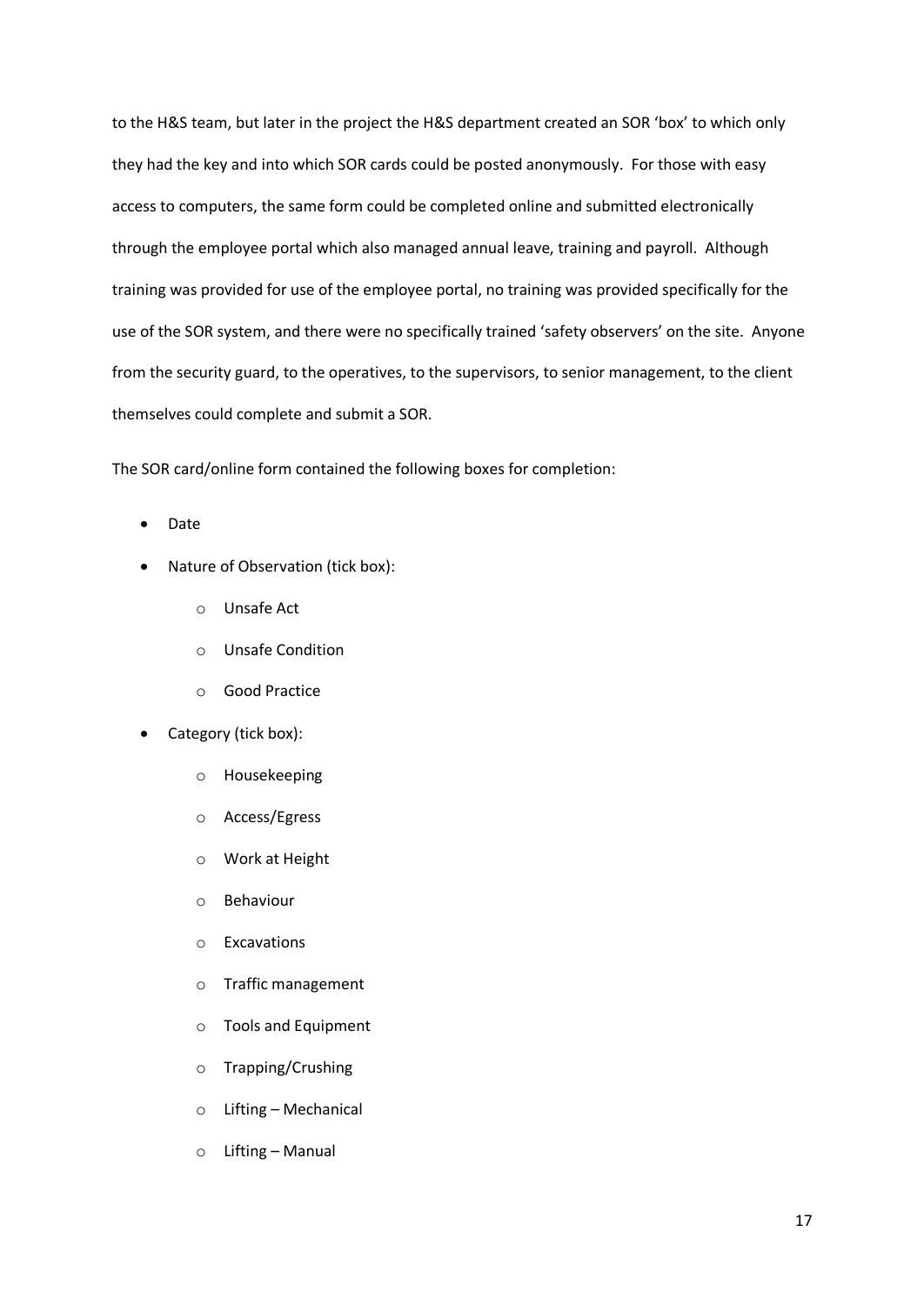to the H&S team, but later in the project the H&S department created an SOR 'box' to which only they had the key and into which SOR cards could be posted anonymously. For those with easy access to computers, the same form could be completed online and submitted electronically through the employee portal which also managed annual leave, training and payroll. Although training was provided for use of the employee portal, no training was provided specifically for the use of the SOR system, and there were no specifically trained 'safety observers' on the site. Anyone from the security guard, to the operatives, to the supervisors, to senior management, to the client themselves could complete and submit a SOR.

The SOR card/online form contained the following boxes for completion:

- Date
- Nature of Observation (tick box):
    - Unsafe Act
    - Unsafe Condition
    - Good Practice
- Category (tick box):
    - Housekeeping
    - Access/Egress
    - Work at Height
    - Behaviour
    - Excavations
    - Traffic management
    - Tools and Equipment
    - Trapping/Crushing
    - Lifting – Mechanical
    - Lifting – Manual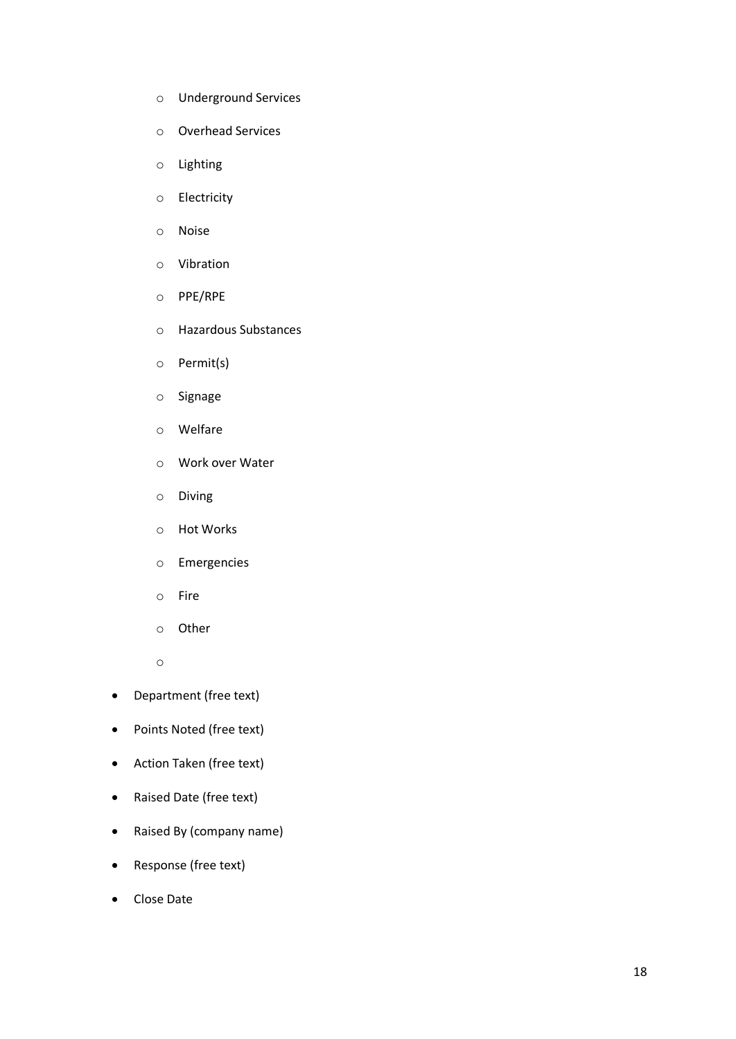- Underground Services
  - Overhead Services
  - Lighting
  - Electricity
  - Noise
  - Vibration
  - PPE/RPE
  - Hazardous Substances
  - Permit(s)
  - Signage
  - Welfare
  - Work over Water
  - Diving
  - Hot Works
  - Emergencies
  - Fire
  - Other
  - 
- Department (free text)
- Points Noted (free text)
- Action Taken (free text)
- Raised Date (free text)
- Raised By (company name)
- Response (free text)
- Close Date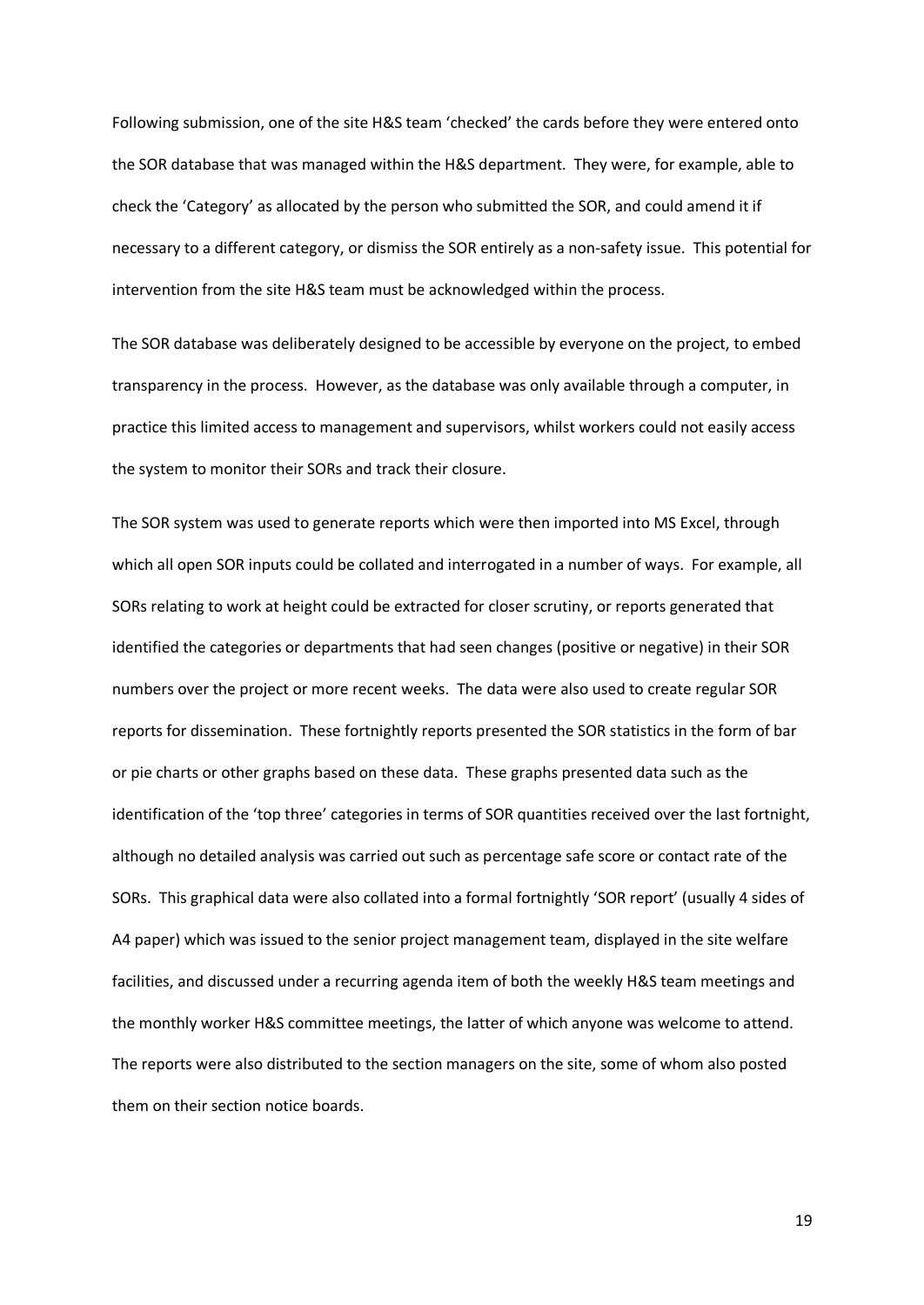Following submission, one of the site H&S team 'checked' the cards before they were entered onto the SOR database that was managed within the H&S department. They were, for example, able to check the 'Category' as allocated by the person who submitted the SOR, and could amend it if necessary to a different category, or dismiss the SOR entirely as a non-safety issue. This potential for intervention from the site H&S team must be acknowledged within the process.

The SOR database was deliberately designed to be accessible by everyone on the project, to embed transparency in the process. However, as the database was only available through a computer, in practice this limited access to management and supervisors, whilst workers could not easily access the system to monitor their SORs and track their closure.

The SOR system was used to generate reports which were then imported into MS Excel, through which all open SOR inputs could be collated and interrogated in a number of ways. For example, all SORs relating to work at height could be extracted for closer scrutiny, or reports generated that identified the categories or departments that had seen changes (positive or negative) in their SOR numbers over the project or more recent weeks. The data were also used to create regular SOR reports for dissemination. These fortnightly reports presented the SOR statistics in the form of bar or pie charts or other graphs based on these data. These graphs presented data such as the identification of the 'top three' categories in terms of SOR quantities received over the last fortnight, although no detailed analysis was carried out such as percentage safe score or contact rate of the SORs. This graphical data were also collated into a formal fortnightly 'SOR report' (usually 4 sides of A4 paper) which was issued to the senior project management team, displayed in the site welfare facilities, and discussed under a recurring agenda item of both the weekly H&S team meetings and the monthly worker H&S committee meetings, the latter of which anyone was welcome to attend. The reports were also distributed to the section managers on the site, some of whom also posted them on their section notice boards.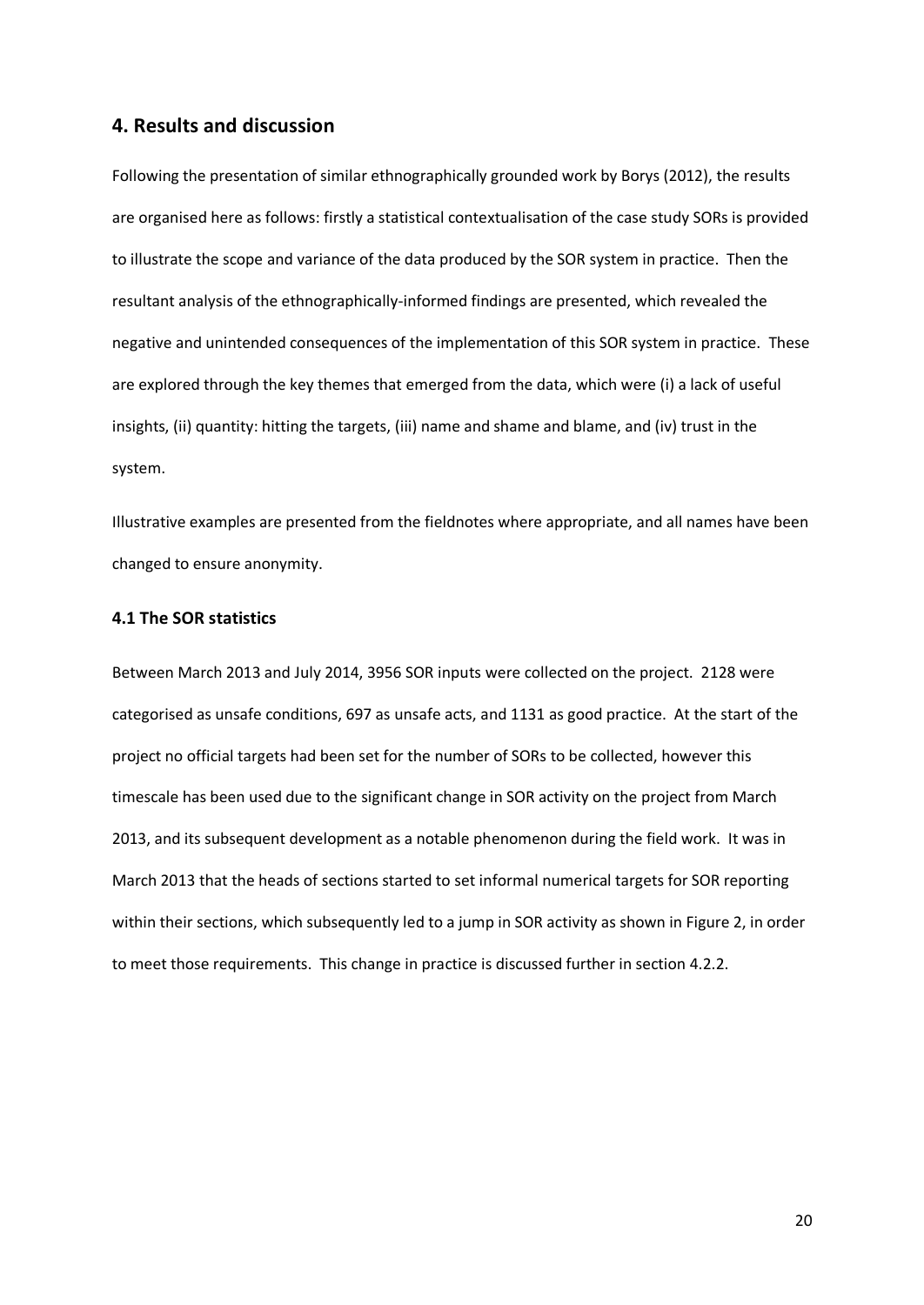## 4. Results and discussion

Following the presentation of similar ethnographically grounded work by Borys (2012), the results are organised here as follows: firstly a statistical contextualisation of the case study SORs is provided to illustrate the scope and variance of the data produced by the SOR system in practice. Then the resultant analysis of the ethnographically-informed findings are presented, which revealed the negative and unintended consequences of the implementation of this SOR system in practice. These are explored through the key themes that emerged from the data, which were (i) a lack of useful insights, (ii) quantity: hitting the targets, (iii) name and shame and blame, and (iv) trust in the system.

Illustrative examples are presented from the fieldnotes where appropriate, and all names have been changed to ensure anonymity.

### 4.1 The SOR statistics

Between March 2013 and July 2014, 3956 SOR inputs were collected on the project. 2128 were categorised as unsafe conditions, 697 as unsafe acts, and 1131 as good practice. At the start of the project no official targets had been set for the number of SORs to be collected, however this timescale has been used due to the significant change in SOR activity on the project from March 2013, and its subsequent development as a notable phenomenon during the field work. It was in March 2013 that the heads of sections started to set informal numerical targets for SOR reporting within their sections, which subsequently led to a jump in SOR activity as shown in Figure 2, in order to meet those requirements. This change in practice is discussed further in section 4.2.2.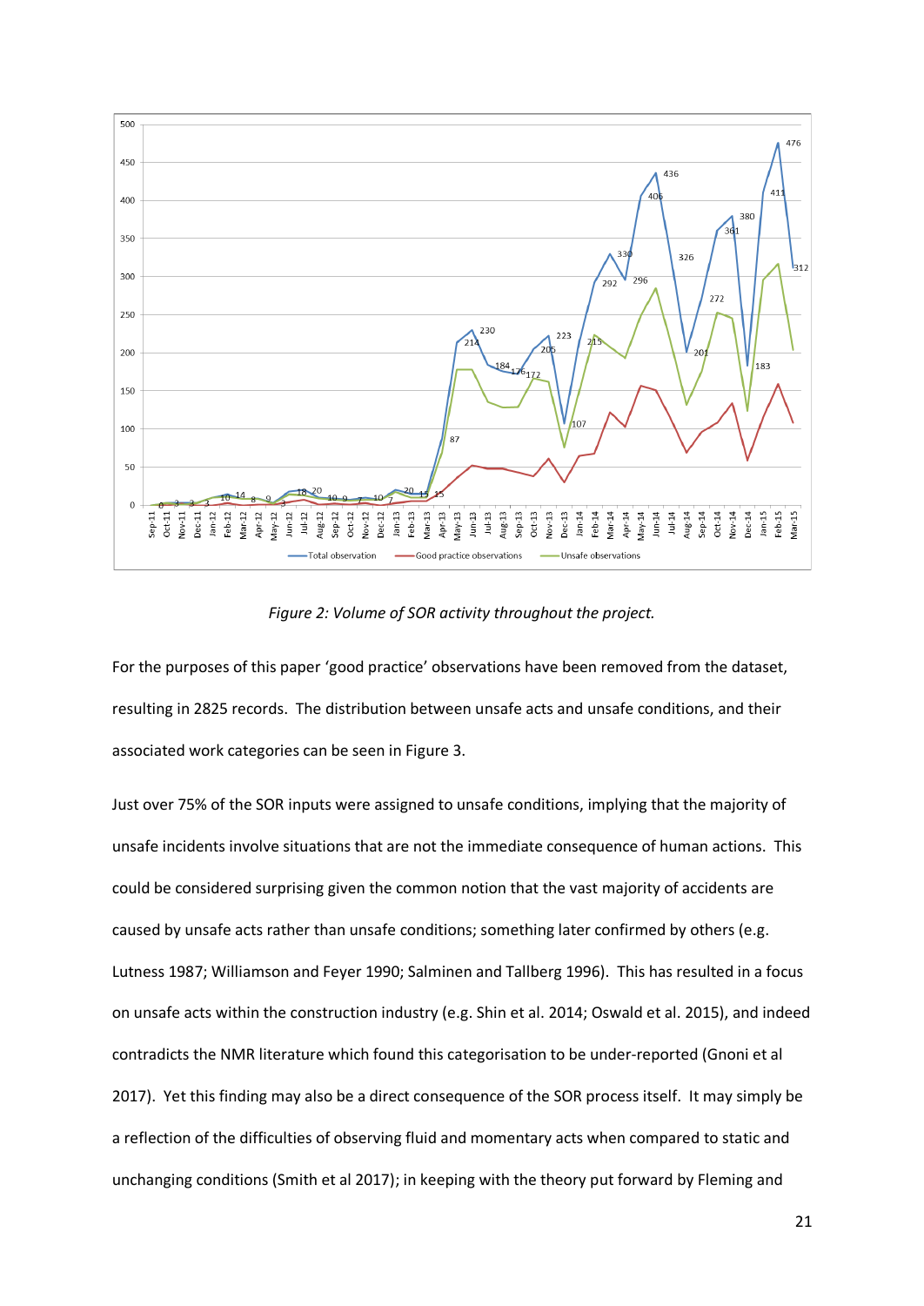*Figure 2: Volume of SOR activity throughout the project.*

For the purposes of this paper 'good practice' observations have been removed from the dataset, resulting in 2825 records. The distribution between unsafe acts and unsafe conditions, and their associated work categories can be seen in Figure 3.

Just over 75% of the SOR inputs were assigned to unsafe conditions, implying that the majority of unsafe incidents involve situations that are not the immediate consequence of human actions. This could be considered surprising given the common notion that the vast majority of accidents are caused by unsafe acts rather than unsafe conditions; something later confirmed by others (e.g. Lutness 1987; Williamson and Feyer 1990; Salminen and Tallberg 1996). This has resulted in a focus on unsafe acts within the construction industry (e.g. Shin et al. 2014; Oswald et al. 2015), and indeed contradicts the NMR literature which found this categorisation to be under-reported (Gnoni et al 2017). Yet this finding may also be a direct consequence of the SOR process itself. It may simply be a reflection of the difficulties of observing fluid and momentary acts when compared to static and unchanging conditions (Smith et al 2017); in keeping with the theory put forward by Fleming and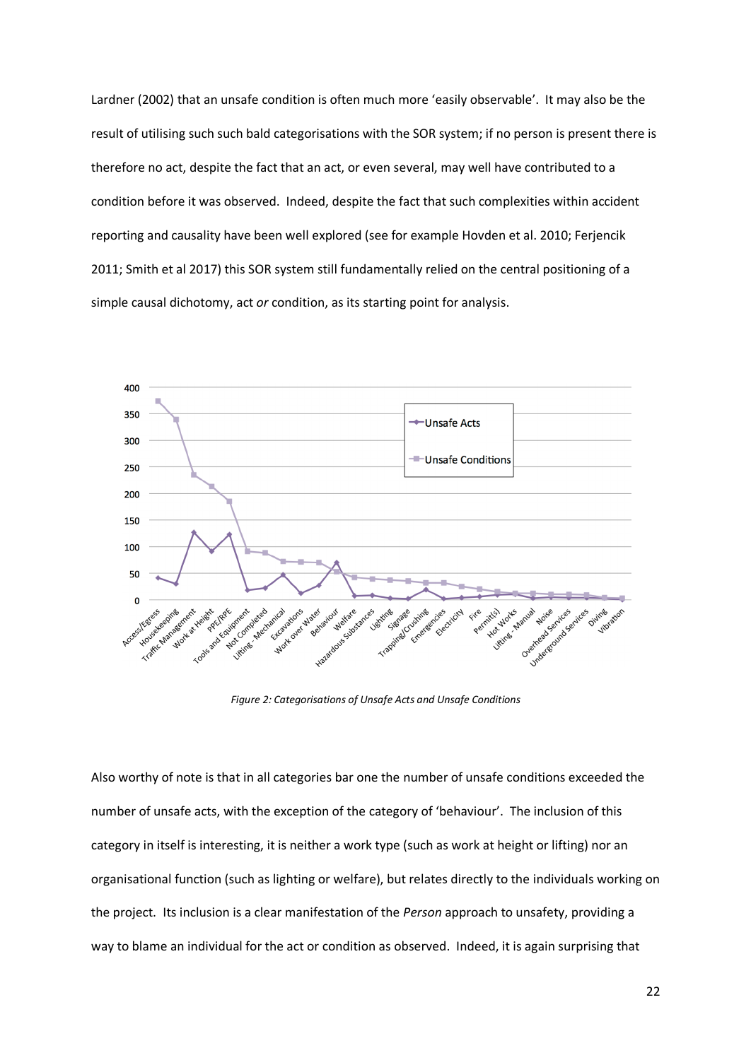Lardner (2002) that an unsafe condition is often much more 'easily observable'. It may also be the result of utilising such such bald categorisations with the SOR system; if no person is present there is therefore no act, despite the fact that an act, or even several, may well have contributed to a condition before it was observed. Indeed, despite the fact that such complexities within accident reporting and causality have been well explored (see for example Hovden et al. 2010; Ferjencik 2011; Smith et al 2017) this SOR system still fundamentally relied on the central positioning of a simple causal dichotomy, act *or* condition, as its starting point for analysis.

*Figure 2: Categorisations of Unsafe Acts and Unsafe Conditions*

Also worthy of note is that in all categories bar one the number of unsafe conditions exceeded the number of unsafe acts, with the exception of the category of 'behaviour'. The inclusion of this category in itself is interesting, it is neither a work type (such as work at height or lifting) nor an organisational function (such as lighting or welfare), but relates directly to the individuals working on the project. Its inclusion is a clear manifestation of the *Person* approach to unsafety, providing a way to blame an individual for the act or condition as observed. Indeed, it is again surprising that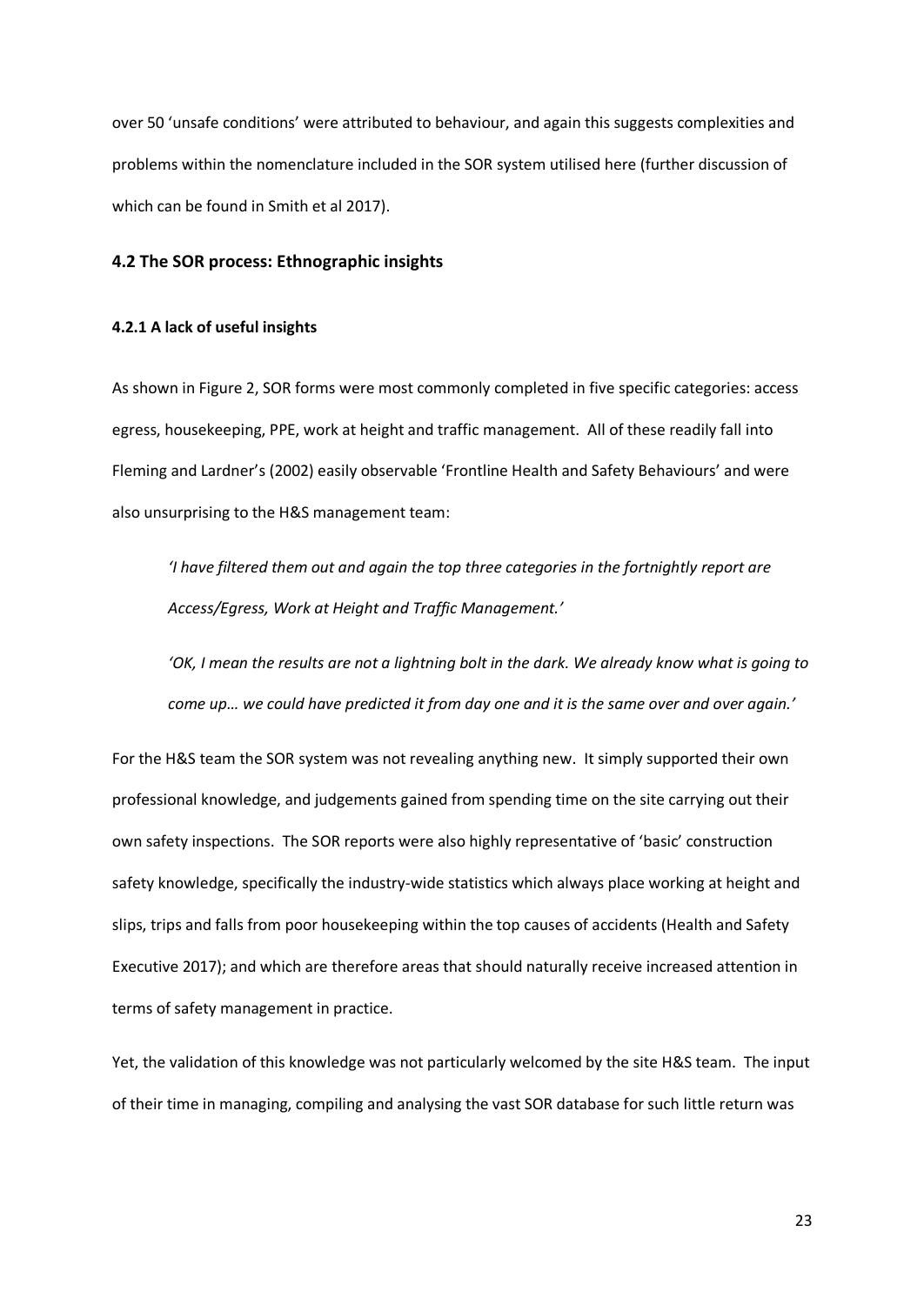over 50 'unsafe conditions' were attributed to behaviour, and again this suggests complexities and problems within the nomenclature included in the SOR system utilised here (further discussion of which can be found in Smith et al 2017).

### 4.2 The SOR process: Ethnographic insights

#### 4.2.1 A lack of useful insights

As shown in Figure 2, SOR forms were most commonly completed in five specific categories: access egress, housekeeping, PPE, work at height and traffic management. All of these readily fall into Fleming and Lardner's (2002) easily observable 'Frontline Health and Safety Behaviours' and were also unsurprising to the H&S management team:

> *'I have filtered them out and again the top three categories in the fortnightly report are Access/Egress, Work at Height and Traffic Management.'*

> *'OK, I mean the results are not a lightning bolt in the dark. We already know what is going to come up… we could have predicted it from day one and it is the same over and over again.'*

For the H&S team the SOR system was not revealing anything new. It simply supported their own professional knowledge, and judgements gained from spending time on the site carrying out their own safety inspections. The SOR reports were also highly representative of 'basic' construction safety knowledge, specifically the industry-wide statistics which always place working at height and slips, trips and falls from poor housekeeping within the top causes of accidents (Health and Safety Executive 2017); and which are therefore areas that should naturally receive increased attention in terms of safety management in practice.

Yet, the validation of this knowledge was not particularly welcomed by the site H&S team. The input of their time in managing, compiling and analysing the vast SOR database for such little return was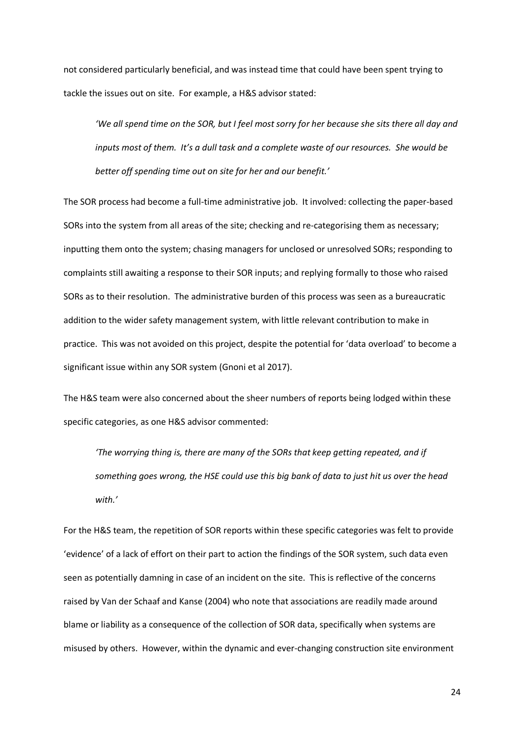not considered particularly beneficial, and was instead time that could have been spent trying to tackle the issues out on site. For example, a H&S advisor stated:

> *'We all spend time on the SOR, but I feel most sorry for her because she sits there all day and inputs most of them. It's a dull task and a complete waste of our resources. She would be better off spending time out on site for her and our benefit.'*

The SOR process had become a full-time administrative job. It involved: collecting the paper-based SORs into the system from all areas of the site; checking and re-categorising them as necessary; inputting them onto the system; chasing managers for unclosed or unresolved SORs; responding to complaints still awaiting a response to their SOR inputs; and replying formally to those who raised SORs as to their resolution. The administrative burden of this process was seen as a bureaucratic addition to the wider safety management system, with little relevant contribution to make in practice. This was not avoided on this project, despite the potential for 'data overload' to become a significant issue within any SOR system (Gnoni et al 2017).

The H&S team were also concerned about the sheer numbers of reports being lodged within these specific categories, as one H&S advisor commented:

> *'The worrying thing is, there are many of the SORs that keep getting repeated, and if something goes wrong, the HSE could use this big bank of data to just hit us over the head with.'*

For the H&S team, the repetition of SOR reports within these specific categories was felt to provide 'evidence' of a lack of effort on their part to action the findings of the SOR system, such data even seen as potentially damning in case of an incident on the site. This is reflective of the concerns raised by Van der Schaaf and Kanse (2004) who note that associations are readily made around blame or liability as a consequence of the collection of SOR data, specifically when systems are misused by others. However, within the dynamic and ever-changing construction site environment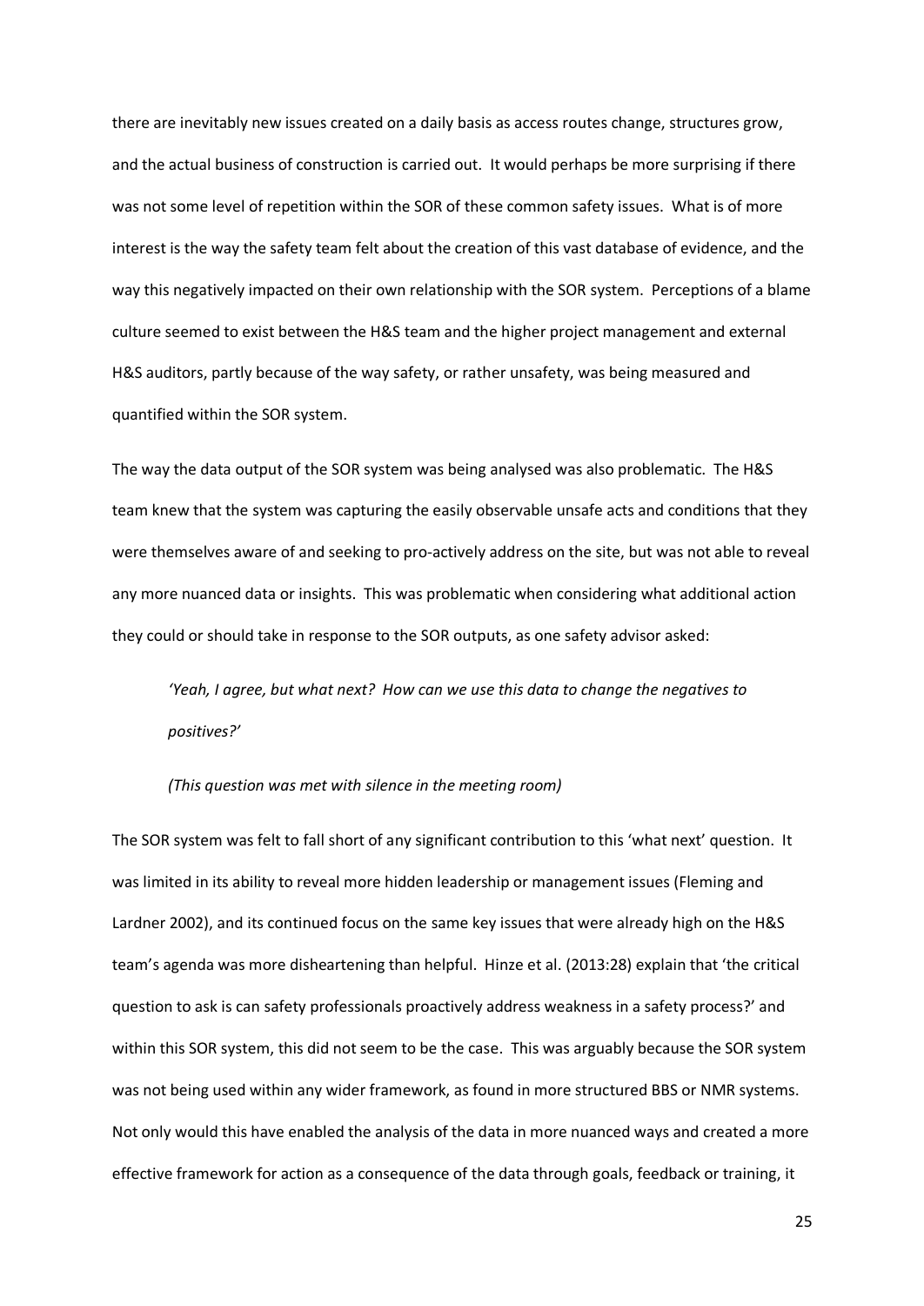there are inevitably new issues created on a daily basis as access routes change, structures grow, and the actual business of construction is carried out. It would perhaps be more surprising if there was not some level of repetition within the SOR of these common safety issues. What is of more interest is the way the safety team felt about the creation of this vast database of evidence, and the way this negatively impacted on their own relationship with the SOR system. Perceptions of a blame culture seemed to exist between the H&S team and the higher project management and external H&S auditors, partly because of the way safety, or rather unsafety, was being measured and quantified within the SOR system.

The way the data output of the SOR system was being analysed was also problematic. The H&S team knew that the system was capturing the easily observable unsafe acts and conditions that they were themselves aware of and seeking to pro-actively address on the site, but was not able to reveal any more nuanced data or insights. This was problematic when considering what additional action they could or should take in response to the SOR outputs, as one safety advisor asked:

> *'Yeah, I agree, but what next? How can we use this data to change the negatives to positives?'*
>
> *(This question was met with silence in the meeting room)*

The SOR system was felt to fall short of any significant contribution to this 'what next' question. It was limited in its ability to reveal more hidden leadership or management issues (Fleming and Lardner 2002), and its continued focus on the same key issues that were already high on the H&S team's agenda was more disheartening than helpful. Hinze et al. (2013:28) explain that 'the critical question to ask is can safety professionals proactively address weakness in a safety process?' and within this SOR system, this did not seem to be the case. This was arguably because the SOR system was not being used within any wider framework, as found in more structured BBS or NMR systems. Not only would this have enabled the analysis of the data in more nuanced ways and created a more effective framework for action as a consequence of the data through goals, feedback or training, it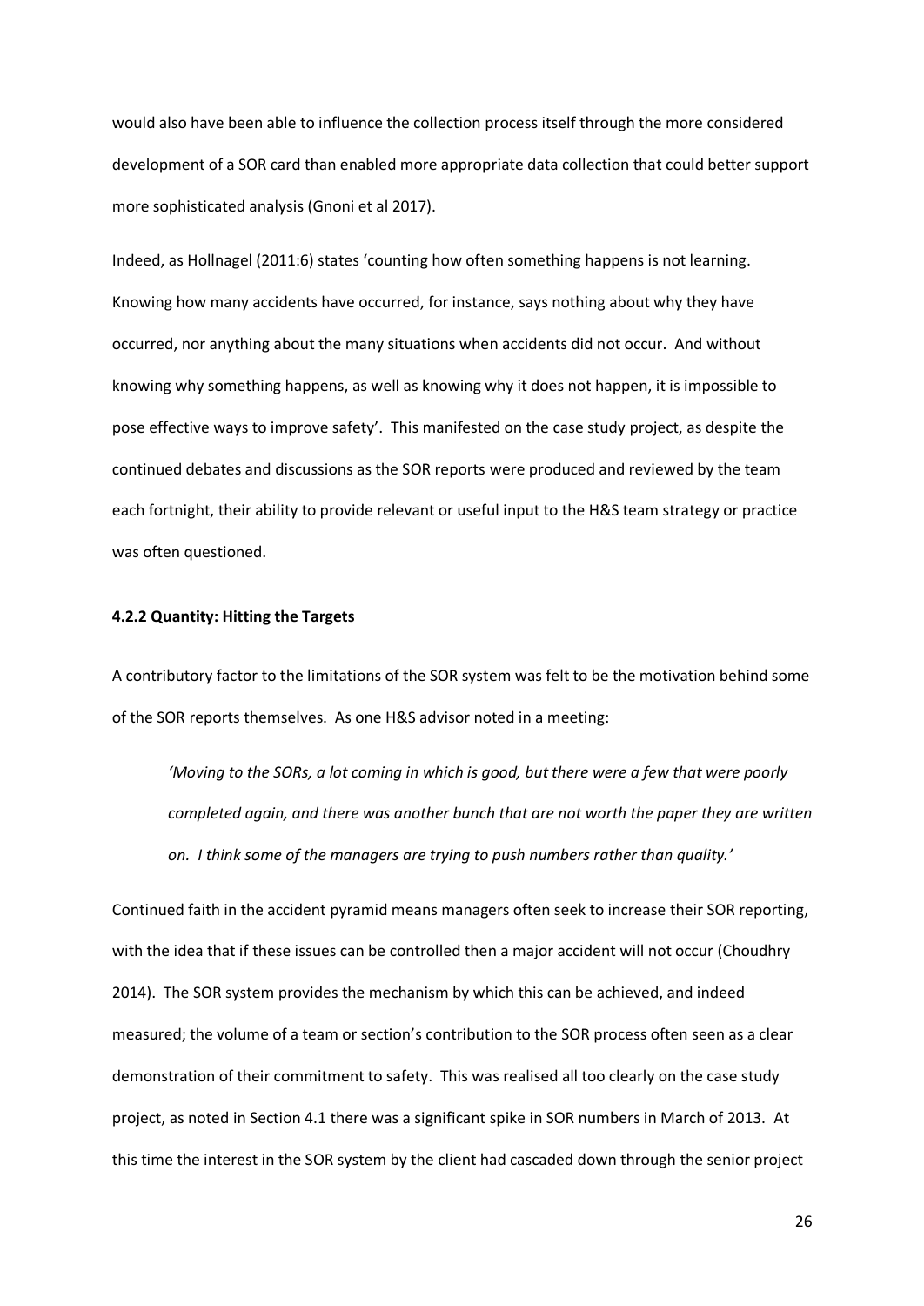would also have been able to influence the collection process itself through the more considered development of a SOR card than enabled more appropriate data collection that could better support more sophisticated analysis (Gnoni et al 2017).

Indeed, as Hollnagel (2011:6) states 'counting how often something happens is not learning. Knowing how many accidents have occurred, for instance, says nothing about why they have occurred, nor anything about the many situations when accidents did not occur. And without knowing why something happens, as well as knowing why it does not happen, it is impossible to pose effective ways to improve safety'. This manifested on the case study project, as despite the continued debates and discussions as the SOR reports were produced and reviewed by the team each fortnight, their ability to provide relevant or useful input to the H&S team strategy or practice was often questioned.

#### 4.2.2 Quantity: Hitting the Targets

A contributory factor to the limitations of the SOR system was felt to be the motivation behind some of the SOR reports themselves. As one H&S advisor noted in a meeting:

> *'Moving to the SORs, a lot coming in which is good, but there were a few that were poorly completed again, and there was another bunch that are not worth the paper they are written on. I think some of the managers are trying to push numbers rather than quality.'*

Continued faith in the accident pyramid means managers often seek to increase their SOR reporting, with the idea that if these issues can be controlled then a major accident will not occur (Choudhry 2014). The SOR system provides the mechanism by which this can be achieved, and indeed measured; the volume of a team or section's contribution to the SOR process often seen as a clear demonstration of their commitment to safety. This was realised all too clearly on the case study project, as noted in Section 4.1 there was a significant spike in SOR numbers in March of 2013. At this time the interest in the SOR system by the client had cascaded down through the senior project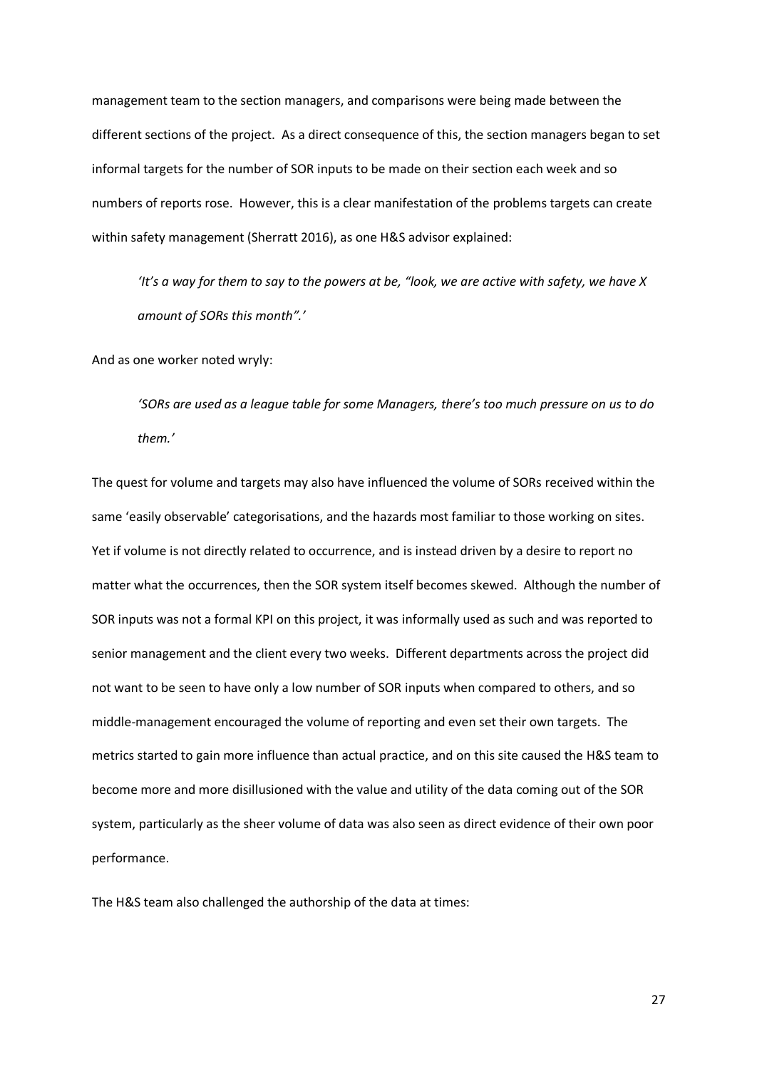management team to the section managers, and comparisons were being made between the different sections of the project. As a direct consequence of this, the section managers began to set informal targets for the number of SOR inputs to be made on their section each week and so numbers of reports rose. However, this is a clear manifestation of the problems targets can create within safety management (Sherratt 2016), as one H&S advisor explained:

> *'It's a way for them to say to the powers at be, "look, we are active with safety, we have X amount of SORs this month".'*

And as one worker noted wryly:

> *'SORs are used as a league table for some Managers, there's too much pressure on us to do them.'*

The quest for volume and targets may also have influenced the volume of SORs received within the same 'easily observable' categorisations, and the hazards most familiar to those working on sites. Yet if volume is not directly related to occurrence, and is instead driven by a desire to report no matter what the occurrences, then the SOR system itself becomes skewed. Although the number of SOR inputs was not a formal KPI on this project, it was informally used as such and was reported to senior management and the client every two weeks. Different departments across the project did not want to be seen to have only a low number of SOR inputs when compared to others, and so middle-management encouraged the volume of reporting and even set their own targets. The metrics started to gain more influence than actual practice, and on this site caused the H&S team to become more and more disillusioned with the value and utility of the data coming out of the SOR system, particularly as the sheer volume of data was also seen as direct evidence of their own poor performance.

The H&S team also challenged the authorship of the data at times: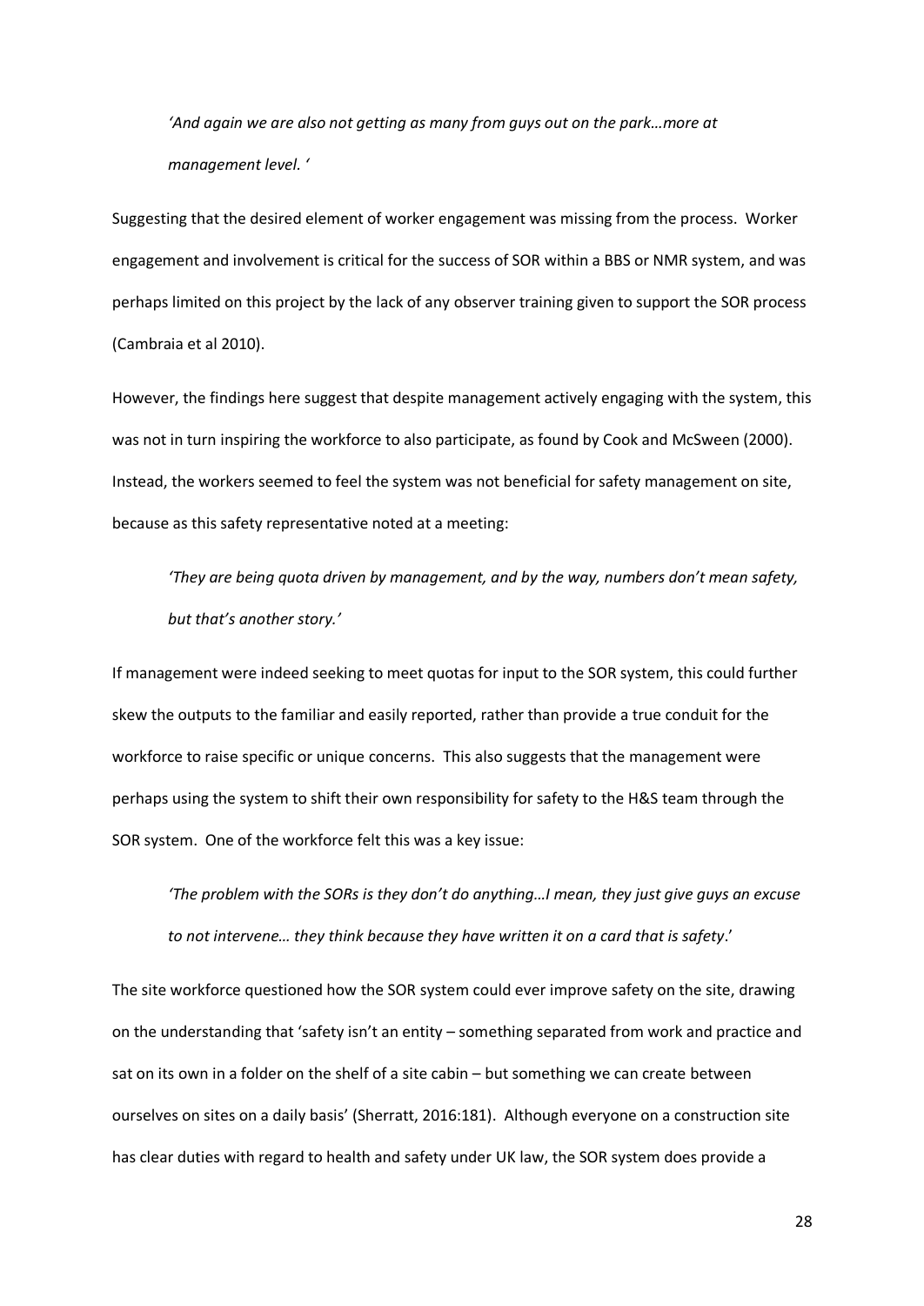*'And again we are also not getting as many from guys out on the park…more at management level. '*

Suggesting that the desired element of worker engagement was missing from the process. Worker engagement and involvement is critical for the success of SOR within a BBS or NMR system, and was perhaps limited on this project by the lack of any observer training given to support the SOR process (Cambraia et al 2010).

However, the findings here suggest that despite management actively engaging with the system, this was not in turn inspiring the workforce to also participate, as found by Cook and McSween (2000). Instead, the workers seemed to feel the system was not beneficial for safety management on site, because as this safety representative noted at a meeting:

*'They are being quota driven by management, and by the way, numbers don't mean safety, but that's another story.'*

If management were indeed seeking to meet quotas for input to the SOR system, this could further skew the outputs to the familiar and easily reported, rather than provide a true conduit for the workforce to raise specific or unique concerns. This also suggests that the management were perhaps using the system to shift their own responsibility for safety to the H&S team through the SOR system. One of the workforce felt this was a key issue:

*'The problem with the SORs is they don't do anything…I mean, they just give guys an excuse to not intervene… they think because they have written it on a card that is safety*.'

The site workforce questioned how the SOR system could ever improve safety on the site, drawing on the understanding that 'safety isn't an entity – something separated from work and practice and sat on its own in a folder on the shelf of a site cabin – but something we can create between ourselves on sites on a daily basis' (Sherratt, 2016:181). Although everyone on a construction site has clear duties with regard to health and safety under UK law, the SOR system does provide a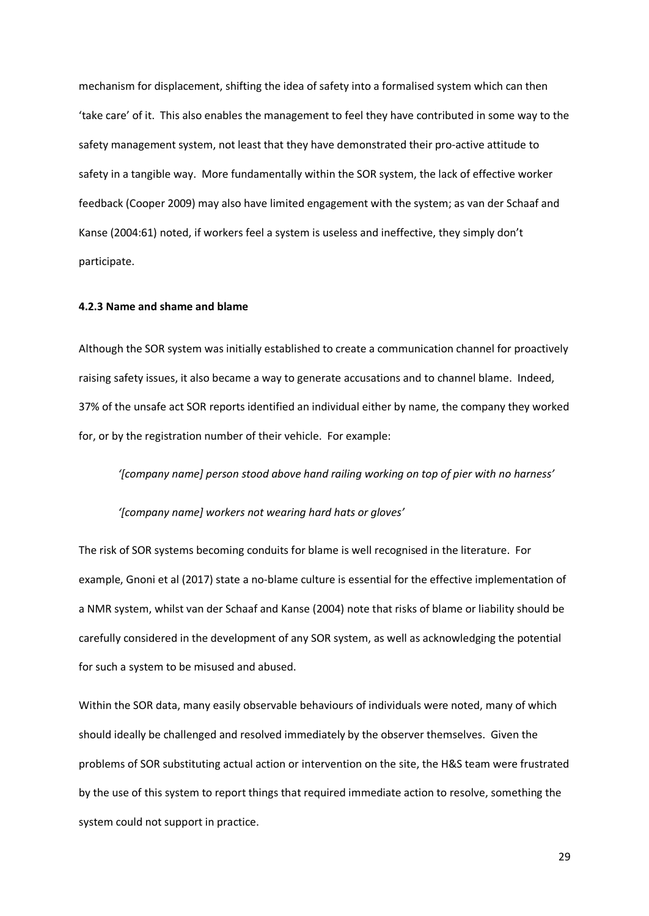mechanism for displacement, shifting the idea of safety into a formalised system which can then 'take care' of it. This also enables the management to feel they have contributed in some way to the safety management system, not least that they have demonstrated their pro-active attitude to safety in a tangible way. More fundamentally within the SOR system, the lack of effective worker feedback (Cooper 2009) may also have limited engagement with the system; as van der Schaaf and Kanse (2004:61) noted, if workers feel a system is useless and ineffective, they simply don't participate.

#### 4.2.3 Name and shame and blame

Although the SOR system was initially established to create a communication channel for proactively raising safety issues, it also became a way to generate accusations and to channel blame. Indeed, 37% of the unsafe act SOR reports identified an individual either by name, the company they worked for, or by the registration number of their vehicle. For example:

> *'[company name] person stood above hand railing working on top of pier with no harness'*
>
> *'[company name] workers not wearing hard hats or gloves'*

The risk of SOR systems becoming conduits for blame is well recognised in the literature. For example, Gnoni et al (2017) state a no-blame culture is essential for the effective implementation of a NMR system, whilst van der Schaaf and Kanse (2004) note that risks of blame or liability should be carefully considered in the development of any SOR system, as well as acknowledging the potential for such a system to be misused and abused.

Within the SOR data, many easily observable behaviours of individuals were noted, many of which should ideally be challenged and resolved immediately by the observer themselves. Given the problems of SOR substituting actual action or intervention on the site, the H&S team were frustrated by the use of this system to report things that required immediate action to resolve, something the system could not support in practice.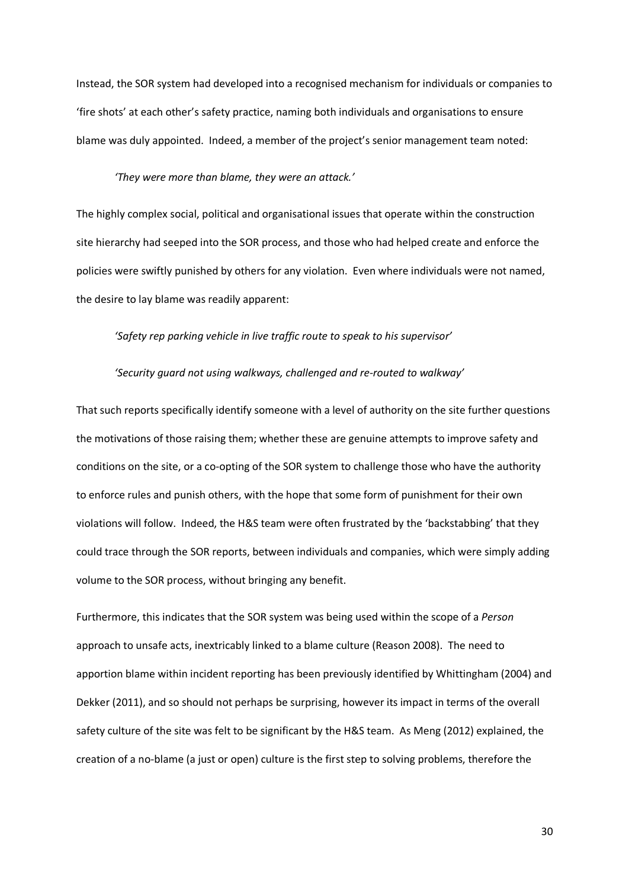Instead, the SOR system had developed into a recognised mechanism for individuals or companies to 'fire shots' at each other's safety practice, naming both individuals and organisations to ensure blame was duly appointed. Indeed, a member of the project's senior management team noted:

> *'They were more than blame, they were an attack.'*

The highly complex social, political and organisational issues that operate within the construction site hierarchy had seeped into the SOR process, and those who had helped create and enforce the policies were swiftly punished by others for any violation. Even where individuals were not named, the desire to lay blame was readily apparent:

> *'Safety rep parking vehicle in live traffic route to speak to his supervisor'*
>
> *'Security guard not using walkways, challenged and re-routed to walkway'*

That such reports specifically identify someone with a level of authority on the site further questions the motivations of those raising them; whether these are genuine attempts to improve safety and conditions on the site, or a co-opting of the SOR system to challenge those who have the authority to enforce rules and punish others, with the hope that some form of punishment for their own violations will follow. Indeed, the H&S team were often frustrated by the 'backstabbing' that they could trace through the SOR reports, between individuals and companies, which were simply adding volume to the SOR process, without bringing any benefit.

Furthermore, this indicates that the SOR system was being used within the scope of a *Person* approach to unsafe acts, inextricably linked to a blame culture (Reason 2008). The need to apportion blame within incident reporting has been previously identified by Whittingham (2004) and Dekker (2011), and so should not perhaps be surprising, however its impact in terms of the overall safety culture of the site was felt to be significant by the H&S team. As Meng (2012) explained, the creation of a no-blame (a just or open) culture is the first step to solving problems, therefore the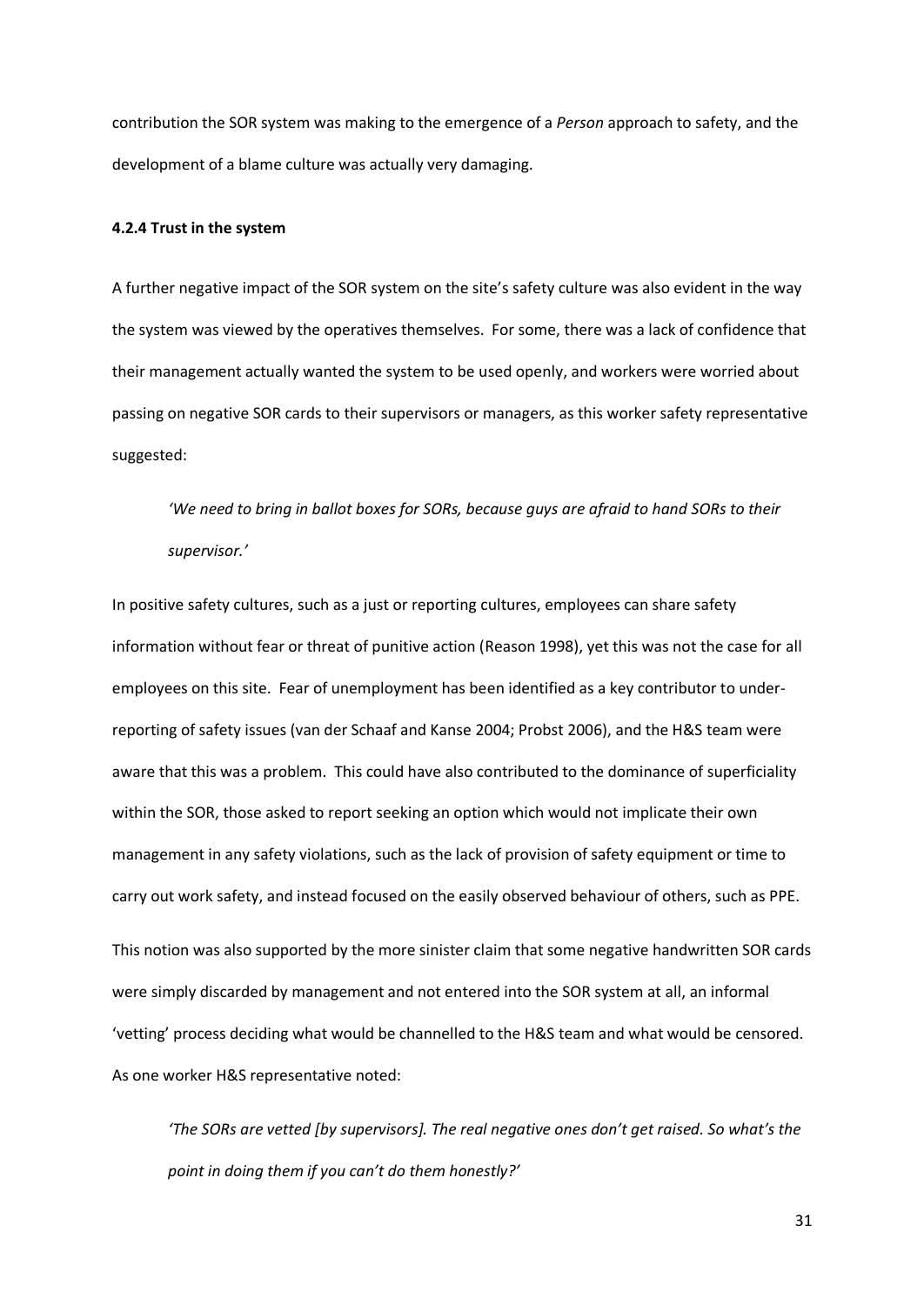contribution the SOR system was making to the emergence of a *Person* approach to safety, and the development of a blame culture was actually very damaging.

#### 4.2.4 Trust in the system

A further negative impact of the SOR system on the site's safety culture was also evident in the way the system was viewed by the operatives themselves. For some, there was a lack of confidence that their management actually wanted the system to be used openly, and workers were worried about passing on negative SOR cards to their supervisors or managers, as this worker safety representative suggested:

> *'We need to bring in ballot boxes for SORs, because guys are afraid to hand SORs to their supervisor.'*

In positive safety cultures, such as a just or reporting cultures, employees can share safety information without fear or threat of punitive action (Reason 1998), yet this was not the case for all employees on this site. Fear of unemployment has been identified as a key contributor to under-reporting of safety issues (van der Schaaf and Kanse 2004; Probst 2006), and the H&S team were aware that this was a problem. This could have also contributed to the dominance of superficiality within the SOR, those asked to report seeking an option which would not implicate their own management in any safety violations, such as the lack of provision of safety equipment or time to carry out work safety, and instead focused on the easily observed behaviour of others, such as PPE.

This notion was also supported by the more sinister claim that some negative handwritten SOR cards were simply discarded by management and not entered into the SOR system at all, an informal 'vetting' process deciding what would be channelled to the H&S team and what would be censored. As one worker H&S representative noted:

> *'The SORs are vetted [by supervisors]. The real negative ones don't get raised. So what's the point in doing them if you can't do them honestly?'*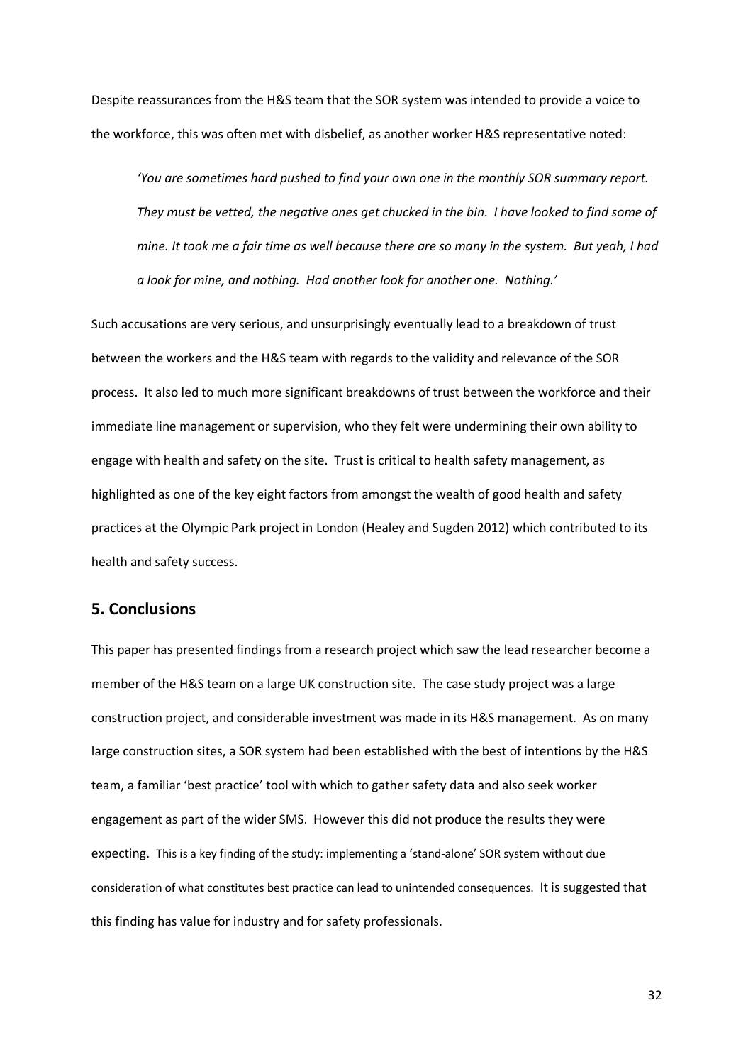Despite reassurances from the H&S team that the SOR system was intended to provide a voice to the workforce, this was often met with disbelief, as another worker H&S representative noted:

> *'You are sometimes hard pushed to find your own one in the monthly SOR summary report. They must be vetted, the negative ones get chucked in the bin. I have looked to find some of mine. It took me a fair time as well because there are so many in the system. But yeah, I had a look for mine, and nothing. Had another look for another one. Nothing.'*

Such accusations are very serious, and unsurprisingly eventually lead to a breakdown of trust between the workers and the H&S team with regards to the validity and relevance of the SOR process. It also led to much more significant breakdowns of trust between the workforce and their immediate line management or supervision, who they felt were undermining their own ability to engage with health and safety on the site. Trust is critical to health safety management, as highlighted as one of the key eight factors from amongst the wealth of good health and safety practices at the Olympic Park project in London (Healey and Sugden 2012) which contributed to its health and safety success.

## 5. Conclusions

This paper has presented findings from a research project which saw the lead researcher become a member of the H&S team on a large UK construction site. The case study project was a large construction project, and considerable investment was made in its H&S management. As on many large construction sites, a SOR system had been established with the best of intentions by the H&S team, a familiar 'best practice' tool with which to gather safety data and also seek worker engagement as part of the wider SMS. However this did not produce the results they were expecting. This is a key finding of the study: implementing a 'stand-alone' SOR system without due consideration of what constitutes best practice can lead to unintended consequences. It is suggested that this finding has value for industry and for safety professionals.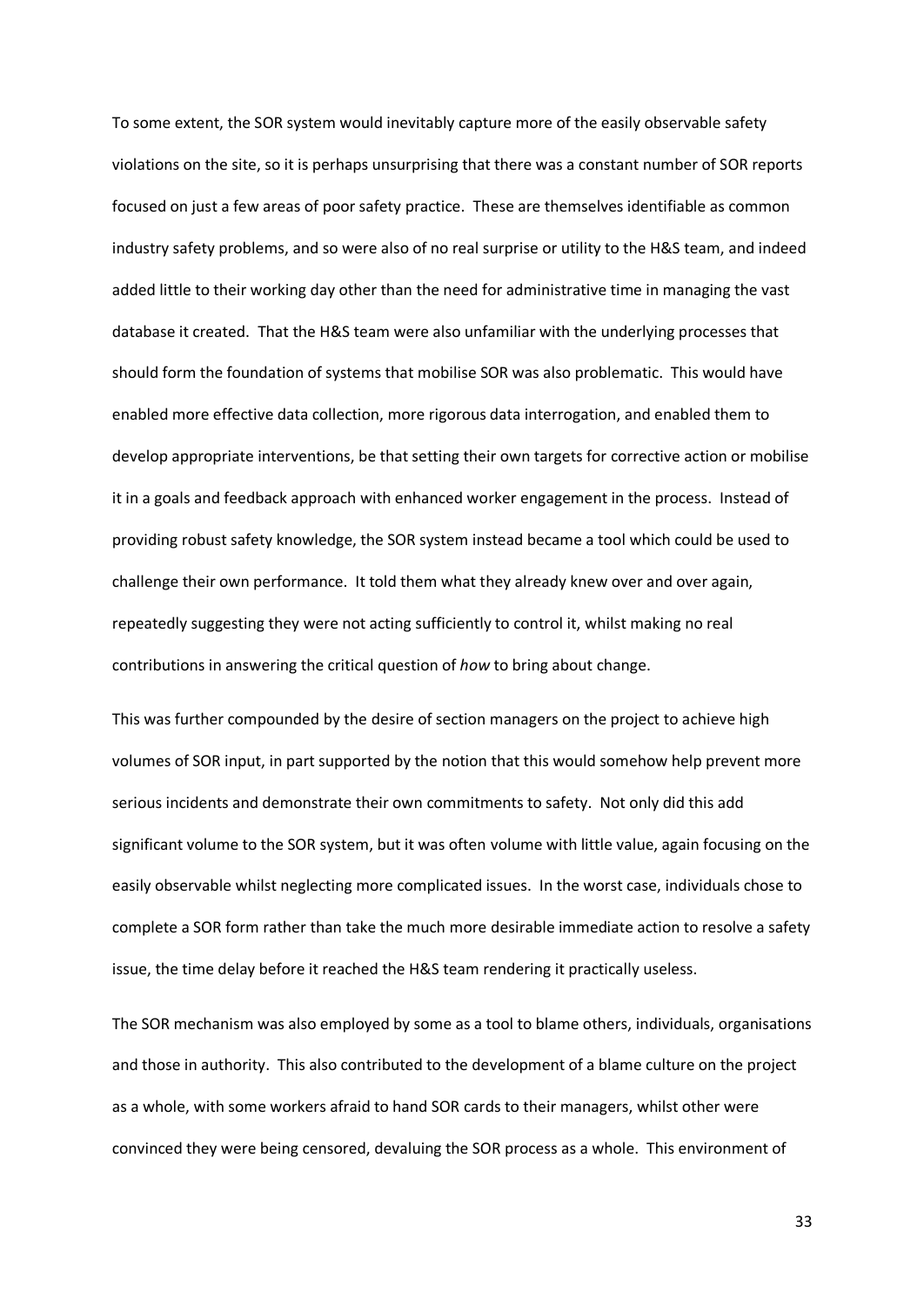To some extent, the SOR system would inevitably capture more of the easily observable safety violations on the site, so it is perhaps unsurprising that there was a constant number of SOR reports focused on just a few areas of poor safety practice. These are themselves identifiable as common industry safety problems, and so were also of no real surprise or utility to the H&S team, and indeed added little to their working day other than the need for administrative time in managing the vast database it created. That the H&S team were also unfamiliar with the underlying processes that should form the foundation of systems that mobilise SOR was also problematic. This would have enabled more effective data collection, more rigorous data interrogation, and enabled them to develop appropriate interventions, be that setting their own targets for corrective action or mobilise it in a goals and feedback approach with enhanced worker engagement in the process. Instead of providing robust safety knowledge, the SOR system instead became a tool which could be used to challenge their own performance. It told them what they already knew over and over again, repeatedly suggesting they were not acting sufficiently to control it, whilst making no real contributions in answering the critical question of *how* to bring about change.

This was further compounded by the desire of section managers on the project to achieve high volumes of SOR input, in part supported by the notion that this would somehow help prevent more serious incidents and demonstrate their own commitments to safety. Not only did this add significant volume to the SOR system, but it was often volume with little value, again focusing on the easily observable whilst neglecting more complicated issues. In the worst case, individuals chose to complete a SOR form rather than take the much more desirable immediate action to resolve a safety issue, the time delay before it reached the H&S team rendering it practically useless.

The SOR mechanism was also employed by some as a tool to blame others, individuals, organisations and those in authority. This also contributed to the development of a blame culture on the project as a whole, with some workers afraid to hand SOR cards to their managers, whilst other were convinced they were being censored, devaluing the SOR process as a whole. This environment of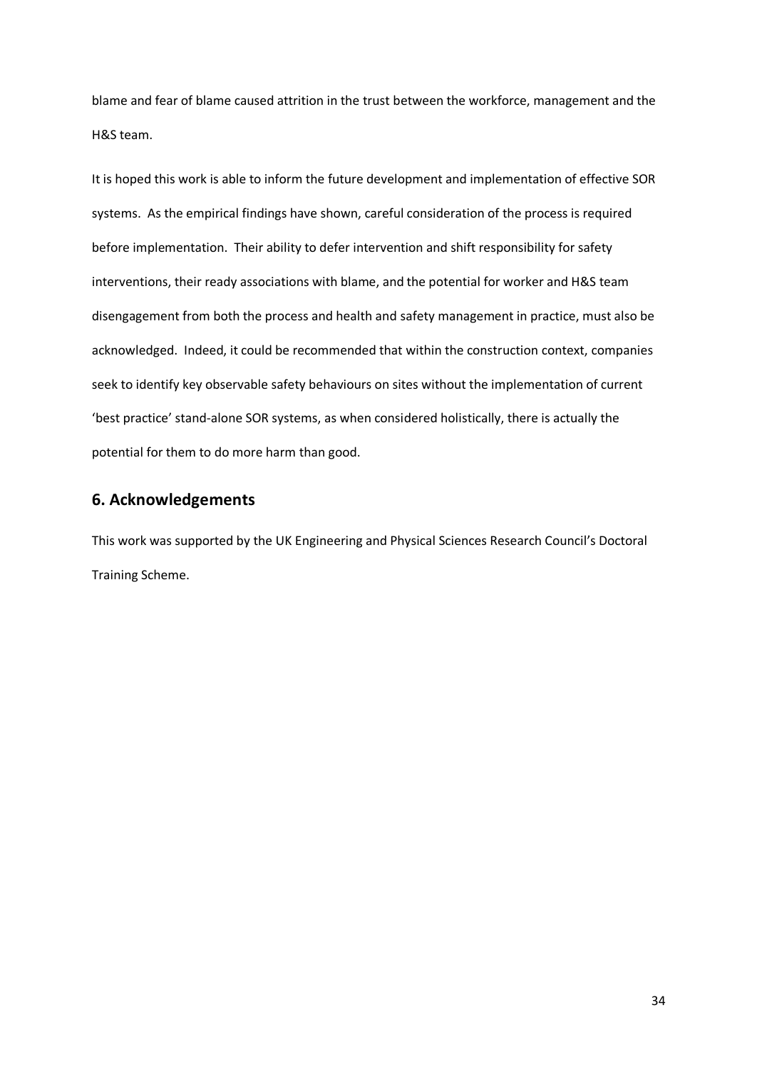blame and fear of blame caused attrition in the trust between the workforce, management and the H&S team.

It is hoped this work is able to inform the future development and implementation of effective SOR systems. As the empirical findings have shown, careful consideration of the process is required before implementation. Their ability to defer intervention and shift responsibility for safety interventions, their ready associations with blame, and the potential for worker and H&S team disengagement from both the process and health and safety management in practice, must also be acknowledged. Indeed, it could be recommended that within the construction context, companies seek to identify key observable safety behaviours on sites without the implementation of current 'best practice' stand-alone SOR systems, as when considered holistically, there is actually the potential for them to do more harm than good.

## 6. Acknowledgements

This work was supported by the UK Engineering and Physical Sciences Research Council's Doctoral Training Scheme.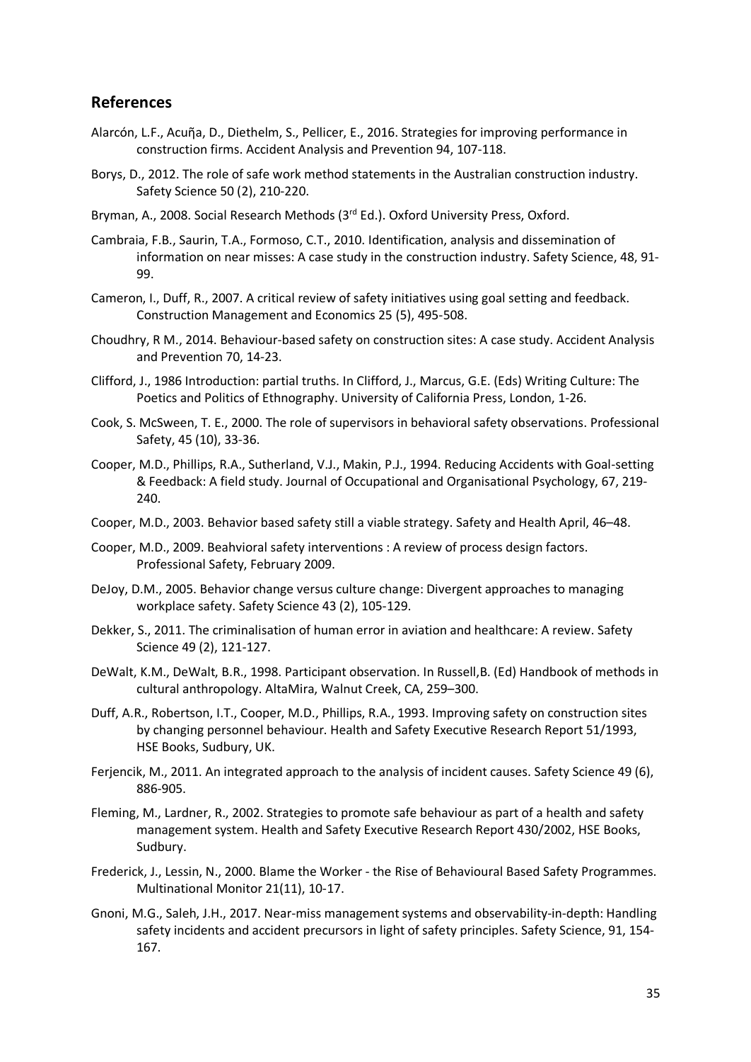## References

Alarcón, L.F., Acuñja, D., Diethelm, S., Pellicer, E., 2016. Strategies for improving performance in construction firms. Accident Analysis and Prevention 94, 107-118.

Borys, D., 2012. The role of safe work method statements in the Australian construction industry. Safety Science 50 (2), 210-220.

Bryman, A., 2008. Social Research Methods (3rd Ed.). Oxford University Press, Oxford.

Cambraia, F.B., Saurin, T.A., Formoso, C.T., 2010. Identification, analysis and dissemination of information on near misses: A case study in the construction industry. Safety Science, 48, 91-99.

Cameron, I., Duff, R., 2007. A critical review of safety initiatives using goal setting and feedback. Construction Management and Economics 25 (5), 495-508.

Choudhry, R M., 2014. Behaviour-based safety on construction sites: A case study. Accident Analysis and Prevention 70, 14-23.

Clifford, J., 1986 Introduction: partial truths. In Clifford, J., Marcus, G.E. (Eds) Writing Culture: The Poetics and Politics of Ethnography. University of California Press, London, 1-26.

Cook, S. McSween, T. E., 2000. The role of supervisors in behavioral safety observations. Professional Safety, 45 (10), 33-36.

Cooper, M.D., Phillips, R.A., Sutherland, V.J., Makin, P.J., 1994. Reducing Accidents with Goal-setting & Feedback: A field study. Journal of Occupational and Organisational Psychology, 67, 219-240.

Cooper, M.D., 2003. Behavior based safety still a viable strategy. Safety and Health April, 46–48.

Cooper, M.D., 2009. Beahvioral safety interventions : A review of process design factors. Professional Safety, February 2009.

DeJoy, D.M., 2005. Behavior change versus culture change: Divergent approaches to managing workplace safety. Safety Science 43 (2), 105-129.

Dekker, S., 2011. The criminalisation of human error in aviation and healthcare: A review. Safety Science 49 (2), 121-127.

DeWalt, K.M., DeWalt, B.R., 1998. Participant observation. In Russell,B. (Ed) Handbook of methods in cultural anthropology. AltaMira, Walnut Creek, CA, 259–300.

Duff, A.R., Robertson, I.T., Cooper, M.D., Phillips, R.A., 1993. Improving safety on construction sites by changing personnel behaviour. Health and Safety Executive Research Report 51/1993, HSE Books, Sudbury, UK.

Ferjencik, M., 2011. An integrated approach to the analysis of incident causes. Safety Science 49 (6), 886-905.

Fleming, M., Lardner, R., 2002. Strategies to promote safe behaviour as part of a health and safety management system. Health and Safety Executive Research Report 430/2002, HSE Books, Sudbury.

Frederick, J., Lessin, N., 2000. Blame the Worker - the Rise of Behavioural Based Safety Programmes. Multinational Monitor 21(11), 10-17.

Gnoni, M.G., Saleh, J.H., 2017. Near-miss management systems and observability-in-depth: Handling safety incidents and accident precursors in light of safety principles. Safety Science, 91, 154-167.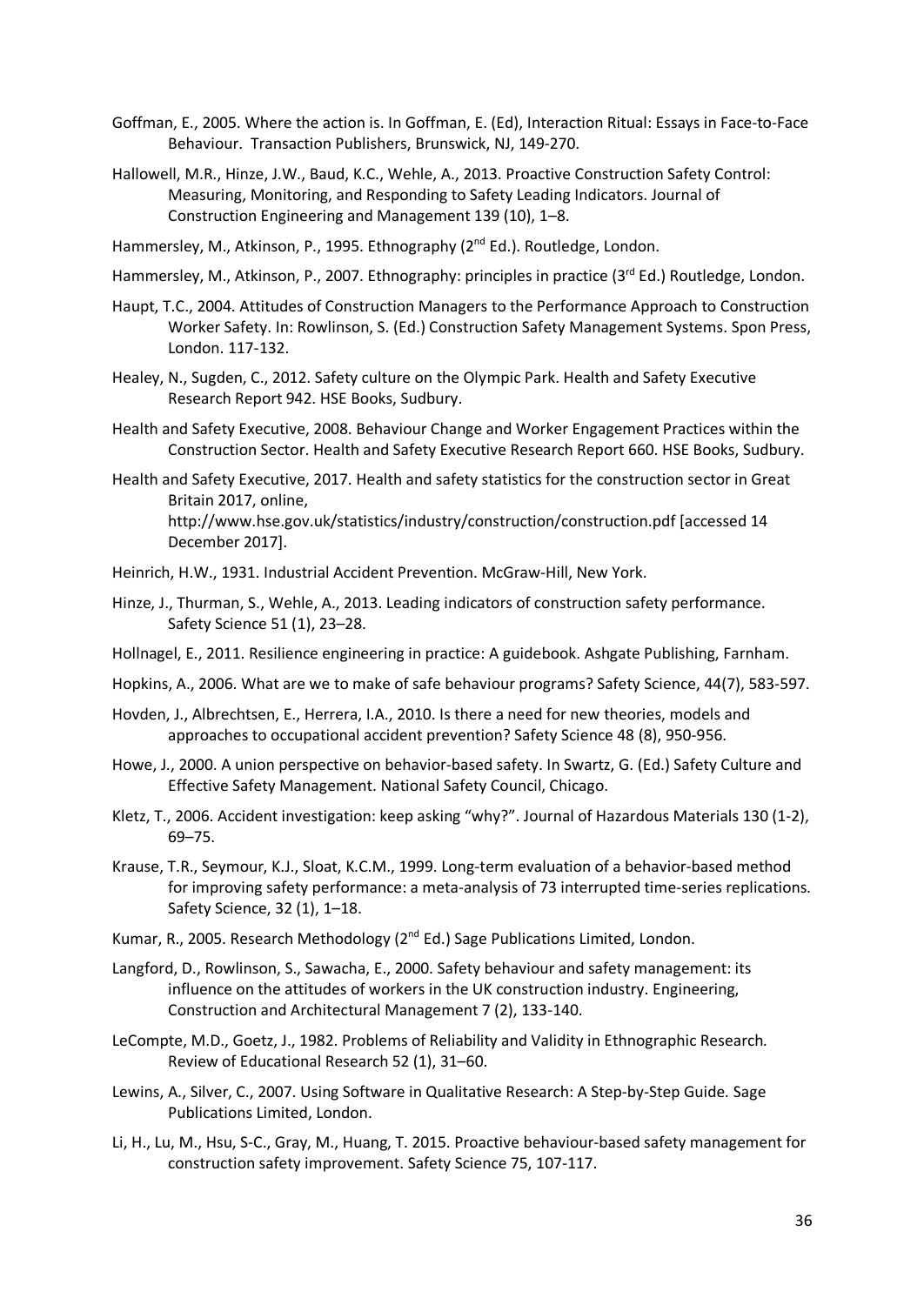Goffman, E., 2005. Where the action is. In Goffman, E. (Ed), Interaction Ritual: Essays in Face-to-Face Behaviour. Transaction Publishers, Brunswick, NJ, 149-270.

Hallowell, M.R., Hinze, J.W., Baud, K.C., Wehle, A., 2013. Proactive Construction Safety Control: Measuring, Monitoring, and Responding to Safety Leading Indicators. Journal of Construction Engineering and Management 139 (10), 1–8.

Hammersley, M., Atkinson, P., 1995. Ethnography (2nd Ed.). Routledge, London.

Hammersley, M., Atkinson, P., 2007. Ethnography: principles in practice (3rd Ed.) Routledge, London.

Haupt, T.C., 2004. Attitudes of Construction Managers to the Performance Approach to Construction Worker Safety. In: Rowlinson, S. (Ed.) Construction Safety Management Systems. Spon Press, London. 117-132.

Healey, N., Sugden, C., 2012. Safety culture on the Olympic Park. Health and Safety Executive Research Report 942. HSE Books, Sudbury.

Health and Safety Executive, 2008. Behaviour Change and Worker Engagement Practices within the Construction Sector. Health and Safety Executive Research Report 660. HSE Books, Sudbury.

Health and Safety Executive, 2017. Health and safety statistics for the construction sector in Great Britain 2017, online, http://www.hse.gov.uk/statistics/industry/construction/construction.pdf [accessed 14 December 2017].

Heinrich, H.W., 1931. Industrial Accident Prevention. McGraw-Hill, New York.

Hinze, J., Thurman, S., Wehle, A., 2013. Leading indicators of construction safety performance. Safety Science 51 (1), 23–28.

Hollnagel, E., 2011. Resilience engineering in practice: A guidebook. Ashgate Publishing, Farnham.

Hopkins, A., 2006. What are we to make of safe behaviour programs? Safety Science, 44(7), 583-597.

Hovden, J., Albrechtsen, E., Herrera, I.A., 2010. Is there a need for new theories, models and approaches to occupational accident prevention? Safety Science 48 (8), 950-956.

Howe, J., 2000. A union perspective on behavior-based safety. In Swartz, G. (Ed.) Safety Culture and Effective Safety Management. National Safety Council, Chicago.

Kletz, T., 2006. Accident investigation: keep asking "why?". Journal of Hazardous Materials 130 (1-2), 69–75.

Krause, T.R., Seymour, K.J., Sloat, K.C.M., 1999. Long-term evaluation of a behavior-based method for improving safety performance: a meta-analysis of 73 interrupted time-series replications. Safety Science, 32 (1), 1–18.

Kumar, R., 2005. Research Methodology (2nd Ed.) Sage Publications Limited, London.

Langford, D., Rowlinson, S., Sawacha, E., 2000. Safety behaviour and safety management: its influence on the attitudes of workers in the UK construction industry. Engineering, Construction and Architectural Management 7 (2), 133-140.

LeCompte, M.D., Goetz, J., 1982. Problems of Reliability and Validity in Ethnographic Research. Review of Educational Research 52 (1), 31–60.

Lewins, A., Silver, C., 2007. Using Software in Qualitative Research: A Step-by-Step Guide. Sage Publications Limited, London.

Li, H., Lu, M., Hsu, S-C., Gray, M., Huang, T. 2015. Proactive behaviour-based safety management for construction safety improvement. Safety Science 75, 107-117.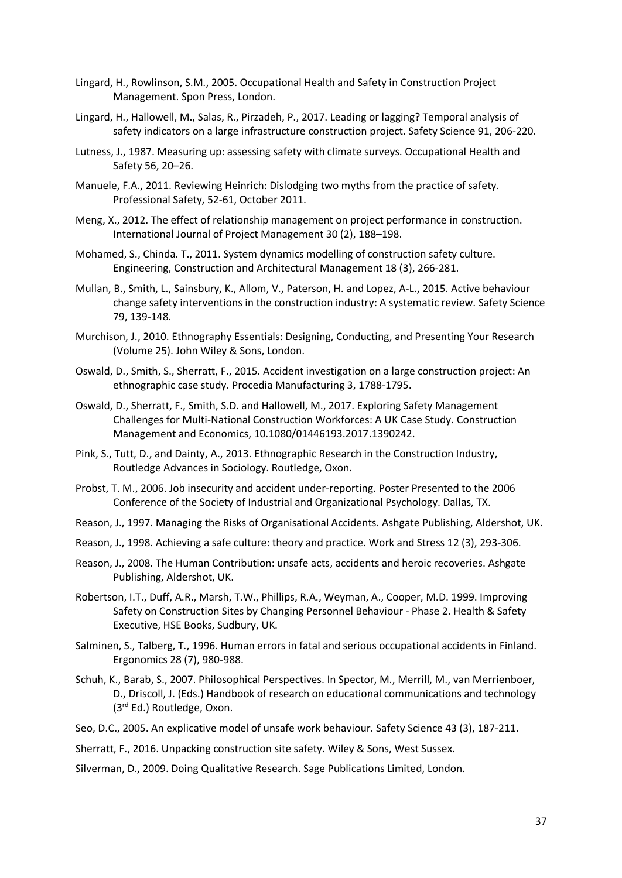Lingard, H., Rowlinson, S.M., 2005. Occupational Health and Safety in Construction Project Management. Spon Press, London.

Lingard, H., Hallowell, M., Salas, R., Pirzadeh, P., 2017. Leading or lagging? Temporal analysis of safety indicators on a large infrastructure construction project. Safety Science 91, 206-220.

Lutness, J., 1987. Measuring up: assessing safety with climate surveys. Occupational Health and Safety 56, 20–26.

Manuele, F.A., 2011. Reviewing Heinrich: Dislodging two myths from the practice of safety. Professional Safety, 52-61, October 2011.

Meng, X., 2012. The effect of relationship management on project performance in construction. International Journal of Project Management 30 (2), 188–198.

Mohamed, S., Chinda. T., 2011. System dynamics modelling of construction safety culture. Engineering, Construction and Architectural Management 18 (3), 266-281.

Mullan, B., Smith, L., Sainsbury, K., Allom, V., Paterson, H. and Lopez, A-L., 2015. Active behaviour change safety interventions in the construction industry: A systematic review. Safety Science 79, 139-148.

Murchison, J., 2010. Ethnography Essentials: Designing, Conducting, and Presenting Your Research (Volume 25). John Wiley & Sons, London.

Oswald, D., Smith, S., Sherratt, F., 2015. Accident investigation on a large construction project: An ethnographic case study. Procedia Manufacturing 3, 1788-1795.

Oswald, D., Sherratt, F., Smith, S.D. and Hallowell, M., 2017. Exploring Safety Management Challenges for Multi-National Construction Workforces: A UK Case Study. Construction Management and Economics, 10.1080/01446193.2017.1390242.

Pink, S., Tutt, D., and Dainty, A., 2013. Ethnographic Research in the Construction Industry, Routledge Advances in Sociology. Routledge, Oxon.

Probst, T. M., 2006. Job insecurity and accident under-reporting. Poster Presented to the 2006 Conference of the Society of Industrial and Organizational Psychology. Dallas, TX.

Reason, J., 1997. Managing the Risks of Organisational Accidents. Ashgate Publishing, Aldershot, UK.

Reason, J., 1998. Achieving a safe culture: theory and practice. Work and Stress 12 (3), 293-306.

Reason, J., 2008. The Human Contribution: unsafe acts, accidents and heroic recoveries. Ashgate Publishing, Aldershot, UK.

Robertson, I.T., Duff, A.R., Marsh, T.W., Phillips, R.A., Weyman, A., Cooper, M.D. 1999. Improving Safety on Construction Sites by Changing Personnel Behaviour - Phase 2. Health & Safety Executive, HSE Books, Sudbury, UK.

Salminen, S., Talberg, T., 1996. Human errors in fatal and serious occupational accidents in Finland. Ergonomics 28 (7), 980-988.

Schuh, K., Barab, S., 2007. Philosophical Perspectives. In Spector, M., Merrill, M., van Merrienboer, D., Driscoll, J. (Eds.) Handbook of research on educational communications and technology (3rd Ed.) Routledge, Oxon.

Seo, D.C., 2005. An explicative model of unsafe work behaviour. Safety Science 43 (3), 187-211.

Sherratt, F., 2016. Unpacking construction site safety. Wiley & Sons, West Sussex.

Silverman, D., 2009. Doing Qualitative Research. Sage Publications Limited, London.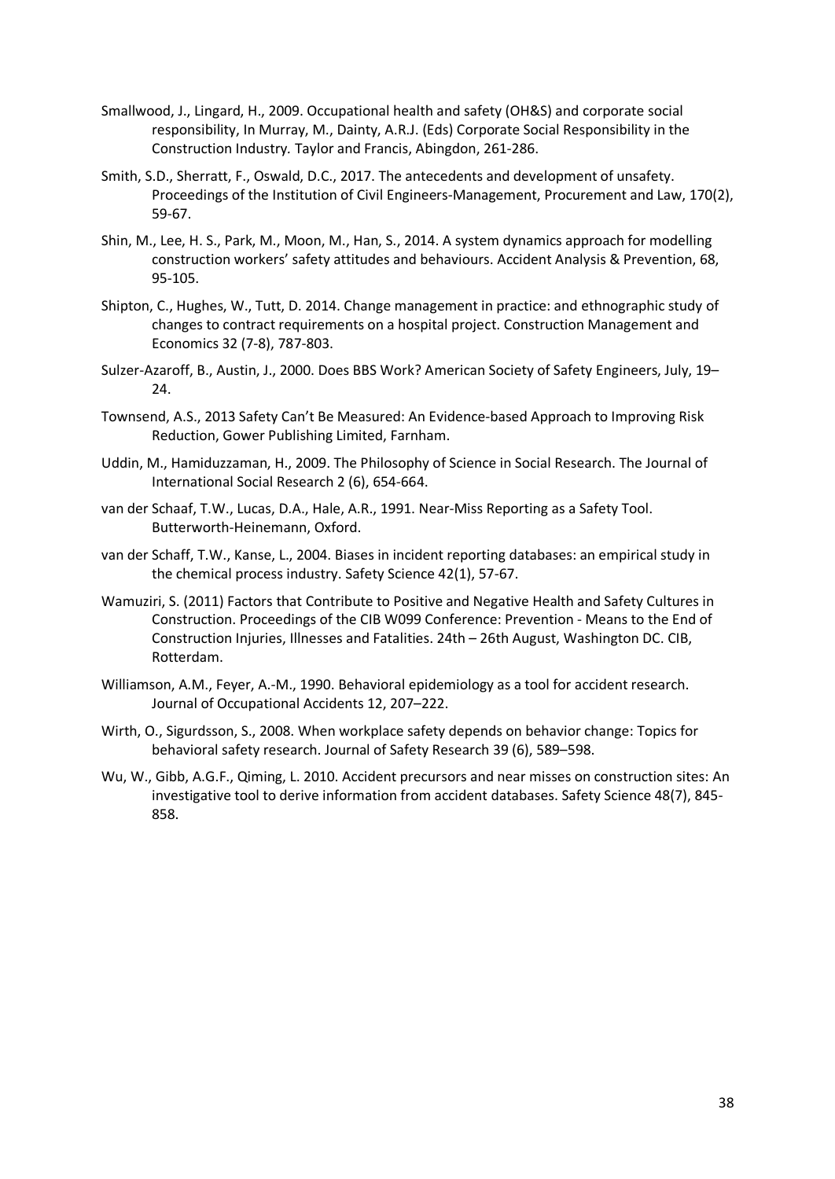Smallwood, J., Lingard, H., 2009. Occupational health and safety (OH&S) and corporate social responsibility, In Murray, M., Dainty, A.R.J. (Eds) Corporate Social Responsibility in the Construction Industry*.* Taylor and Francis, Abingdon, 261-286.

Smith, S.D., Sherratt, F., Oswald, D.C., 2017. The antecedents and development of unsafety. Proceedings of the Institution of Civil Engineers-Management, Procurement and Law, 170(2), 59-67.

Shin, M., Lee, H. S., Park, M., Moon, M., Han, S., 2014. A system dynamics approach for modelling construction workers' safety attitudes and behaviours. Accident Analysis & Prevention, 68, 95-105.

Shipton, C., Hughes, W., Tutt, D. 2014. Change management in practice: and ethnographic study of changes to contract requirements on a hospital project. Construction Management and Economics 32 (7-8), 787-803.

Sulzer-Azaroff, B., Austin, J., 2000. Does BBS Work? American Society of Safety Engineers, July, 19–24.

Townsend, A.S., 2013 Safety Can't Be Measured: An Evidence-based Approach to Improving Risk Reduction, Gower Publishing Limited, Farnham.

Uddin, M., Hamiduzzaman, H., 2009. The Philosophy of Science in Social Research. The Journal of International Social Research 2 (6), 654-664.

van der Schaaf, T.W., Lucas, D.A., Hale, A.R., 1991. Near-Miss Reporting as a Safety Tool. Butterworth-Heinemann, Oxford.

van der Schaff, T.W., Kanse, L., 2004. Biases in incident reporting databases: an empirical study in the chemical process industry. Safety Science 42(1), 57-67.

Wamuziri, S. (2011) Factors that Contribute to Positive and Negative Health and Safety Cultures in Construction. Proceedings of the CIB W099 Conference: Prevention - Means to the End of Construction Injuries, Illnesses and Fatalities. 24th – 26th August, Washington DC. CIB, Rotterdam.

Williamson, A.M., Feyer, A.-M., 1990. Behavioral epidemiology as a tool for accident research. Journal of Occupational Accidents 12, 207–222.

Wirth, O., Sigurdsson, S., 2008. When workplace safety depends on behavior change: Topics for behavioral safety research. Journal of Safety Research 39 (6), 589–598.

Wu, W., Gibb, A.G.F., Qiming, L. 2010. Accident precursors and near misses on construction sites: An investigative tool to derive information from accident databases. Safety Science 48(7), 845-858.